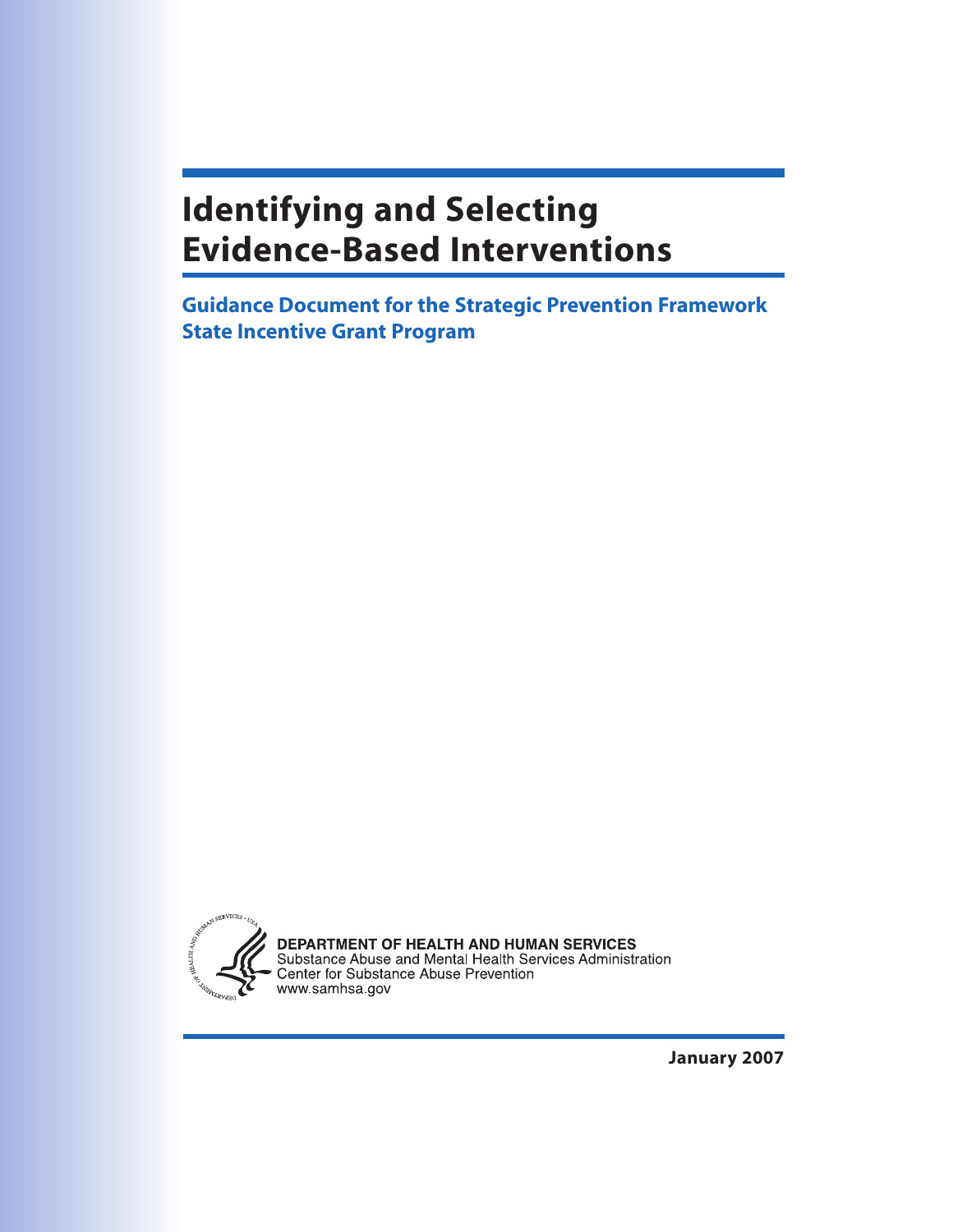# Identifying and Selecting Evidence-Based Interventions

## Guidance Document for the Strategic Prevention Framework State Incentive Grant Program

**DEPARTMENT OF HEALTH AND HUMAN SERVICES**
Substance Abuse and Mental Health Services Administration
Center for Substance Abuse Prevention
www.samhsa.gov

**January 2007**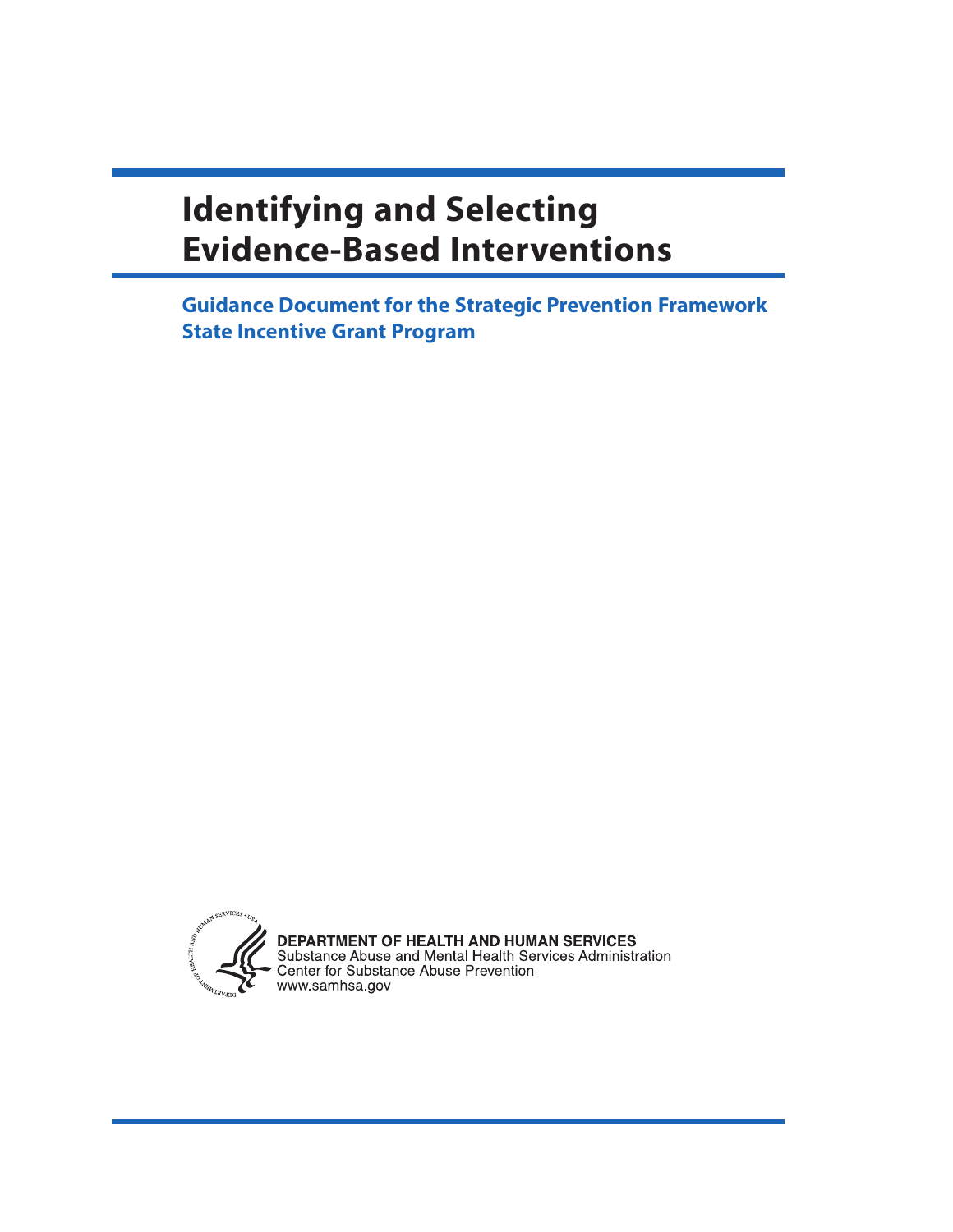# Identifying and Selecting Evidence-Based Interventions

## Guidance Document for the Strategic Prevention Framework State Incentive Grant Program

**DEPARTMENT OF HEALTH AND HUMAN SERVICES**
Substance Abuse and Mental Health Services Administration
Center for Substance Abuse Prevention
www.samhsa.gov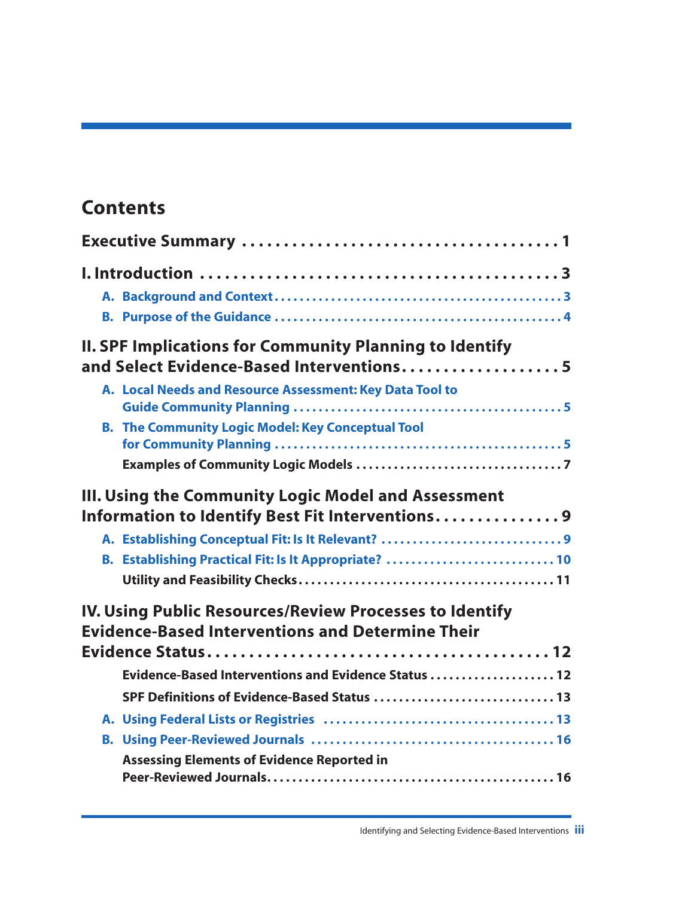# Contents

**Executive Summary** .......................................... 1

**I. Introduction** .......................................... 3

- **A. Background and Context** .......................................... 3
- **B. Purpose of the Guidance** .......................................... 4

**II. SPF Implications for Community Planning to Identify and Select Evidence-Based Interventions** .......................................... 5

- **A. Local Needs and Resource Assessment: Key Data Tool to Guide Community Planning** .......................................... 5
- **B. The Community Logic Model: Key Conceptual Tool for Community Planning** .......................................... 5
  - **Examples of Community Logic Models** .......................................... 7

**III. Using the Community Logic Model and Assessment Information to Identify Best Fit Interventions** .......................................... 9

- **A. Establishing Conceptual Fit: Is It Relevant?** .......................................... 9
- **B. Establishing Practical Fit: Is It Appropriate?** .......................................... 10
  - **Utility and Feasibility Checks** .......................................... 11

**IV. Using Public Resources/Review Processes to Identify Evidence-Based Interventions and Determine Their Evidence Status** .......................................... 12

- **Evidence-Based Interventions and Evidence Status** .......................................... 12
- **SPF Definitions of Evidence-Based Status** .......................................... 13
- **A. Using Federal Lists or Registries** .......................................... 13
- **B. Using Peer-Reviewed Journals** .......................................... 16
  - **Assessing Elements of Evidence Reported in Peer-Reviewed Journals** .......................................... 16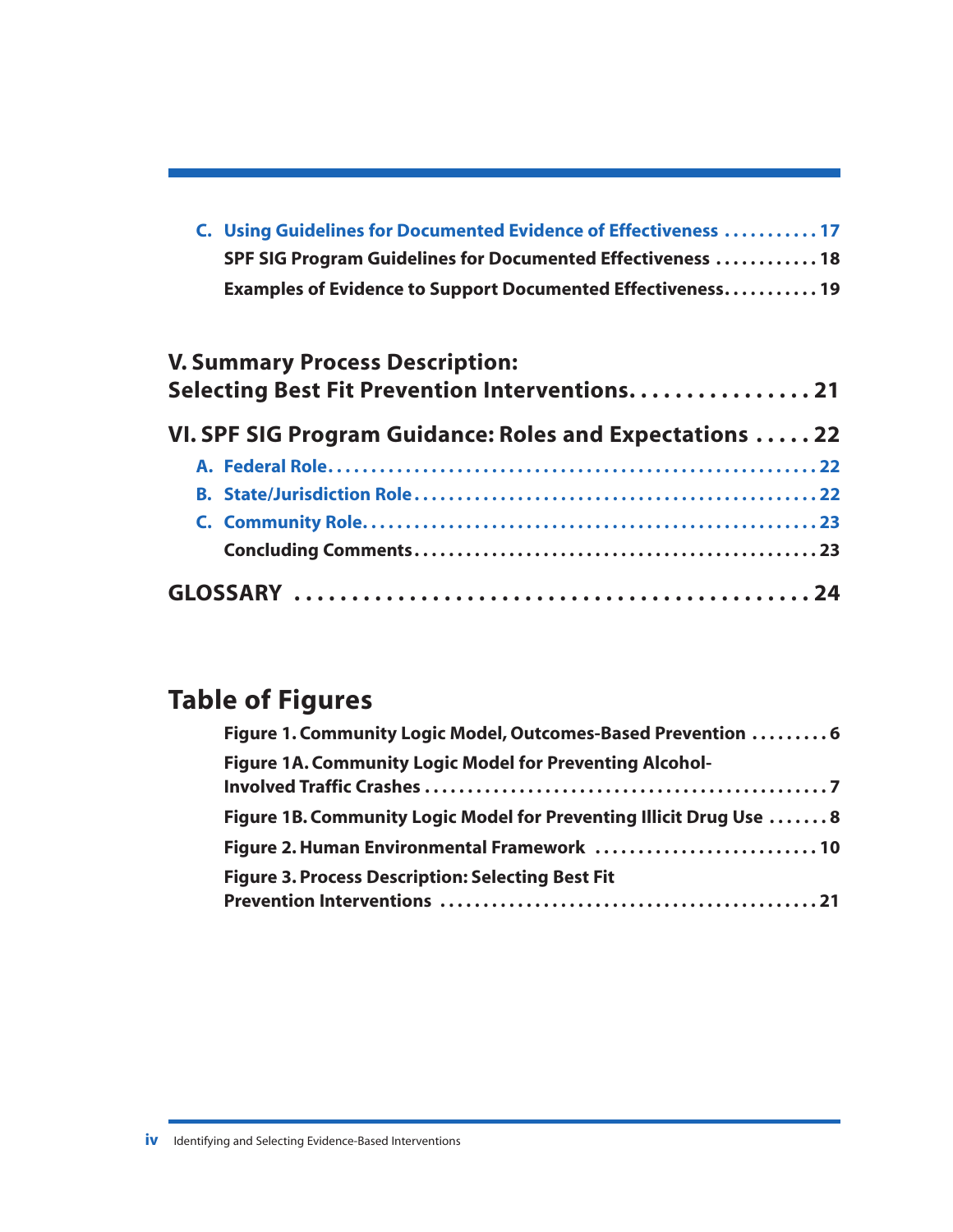C. Using Guidelines for Documented Evidence of Effectiveness ........... 17

SPF SIG Program Guidelines for Documented Effectiveness ............ 18

Examples of Evidence to Support Documented Effectiveness........... 19

V. Summary Process Description: Selecting Best Fit Prevention Interventions................ 21

VI. SPF SIG Program Guidance: Roles and Expectations ..... 22

A. Federal Role........................................................ 22

B. State/Jurisdiction Role............................................. 22

C. Community Role..................................................... 23

Concluding Comments............................................... 23

GLOSSARY ............................................... 24

## Table of Figures

Figure 1. Community Logic Model, Outcomes-Based Prevention ......... 6

Figure 1A. Community Logic Model for Preventing Alcohol-Involved Traffic Crashes ............................................... 7

Figure 1B. Community Logic Model for Preventing Illicit Drug Use ....... 8

Figure 2. Human Environmental Framework .......................... 10

Figure 3. Process Description: Selecting Best Fit Prevention Interventions ........................................... 21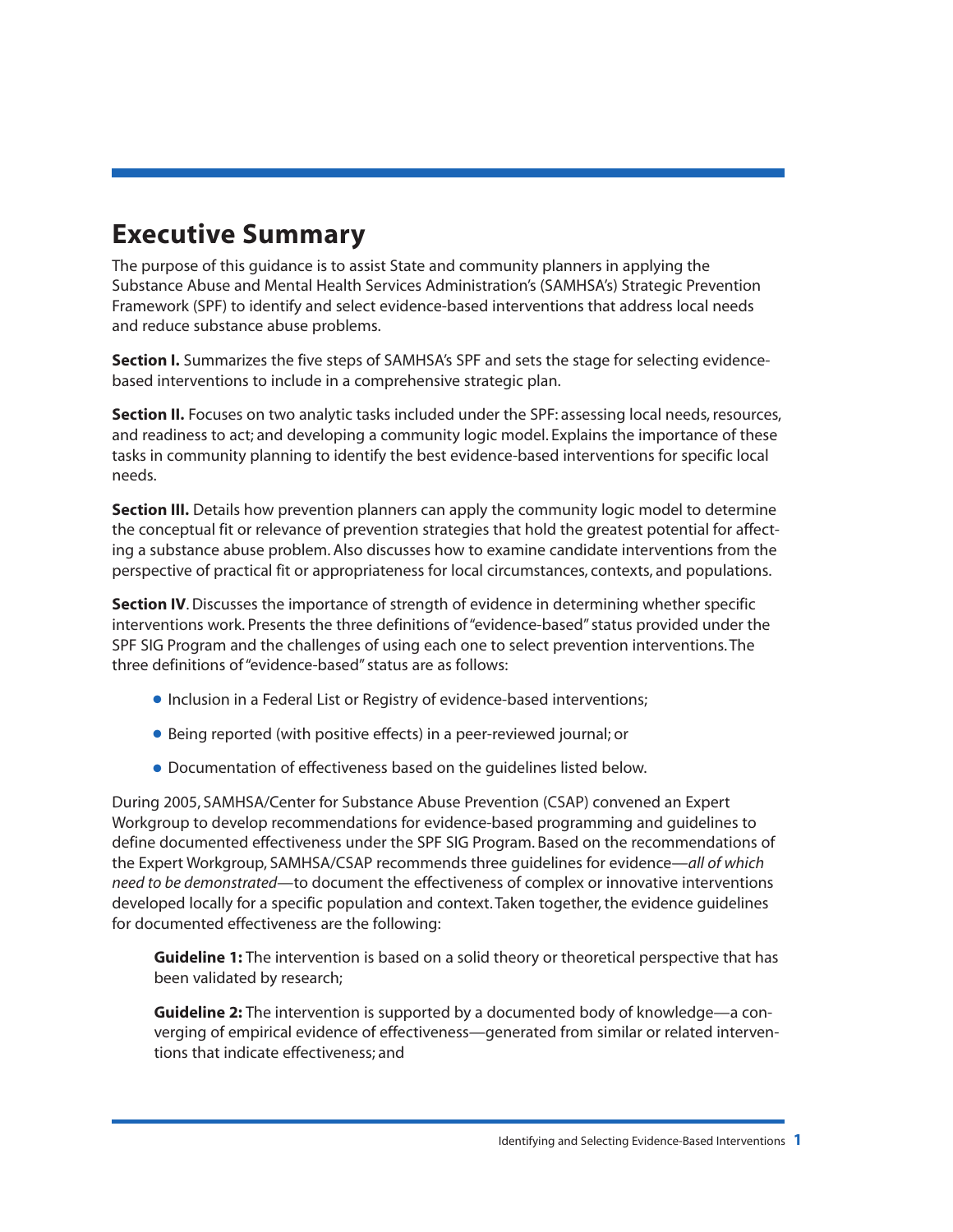# Executive Summary

The purpose of this guidance is to assist State and community planners in applying the Substance Abuse and Mental Health Services Administration's (SAMHSA's) Strategic Prevention Framework (SPF) to identify and select evidence-based interventions that address local needs and reduce substance abuse problems.

**Section I.** Summarizes the five steps of SAMHSA's SPF and sets the stage for selecting evidence-based interventions to include in a comprehensive strategic plan.

**Section II.** Focuses on two analytic tasks included under the SPF: assessing local needs, resources, and readiness to act; and developing a community logic model. Explains the importance of these tasks in community planning to identify the best evidence-based interventions for specific local needs.

**Section III.** Details how prevention planners can apply the community logic model to determine the conceptual fit or relevance of prevention strategies that hold the greatest potential for affecting a substance abuse problem. Also discusses how to examine candidate interventions from the perspective of practical fit or appropriateness for local circumstances, contexts, and populations.

**Section IV**. Discusses the importance of strength of evidence in determining whether specific interventions work. Presents the three definitions of "evidence-based" status provided under the SPF SIG Program and the challenges of using each one to select prevention interventions. The three definitions of "evidence-based" status are as follows:

- Inclusion in a Federal List or Registry of evidence-based interventions;
- Being reported (with positive effects) in a peer-reviewed journal; or
- Documentation of effectiveness based on the guidelines listed below.

During 2005, SAMHSA/Center for Substance Abuse Prevention (CSAP) convened an Expert Workgroup to develop recommendations for evidence-based programming and guidelines to define documented effectiveness under the SPF SIG Program. Based on the recommendations of the Expert Workgroup, SAMHSA/CSAP recommends three guidelines for evidence—*all of which need to be demonstrated*—to document the effectiveness of complex or innovative interventions developed locally for a specific population and context. Taken together, the evidence guidelines for documented effectiveness are the following:

**Guideline 1:** The intervention is based on a solid theory or theoretical perspective that has been validated by research;

**Guideline 2:** The intervention is supported by a documented body of knowledge—a converging of empirical evidence of effectiveness—generated from similar or related interventions that indicate effectiveness; and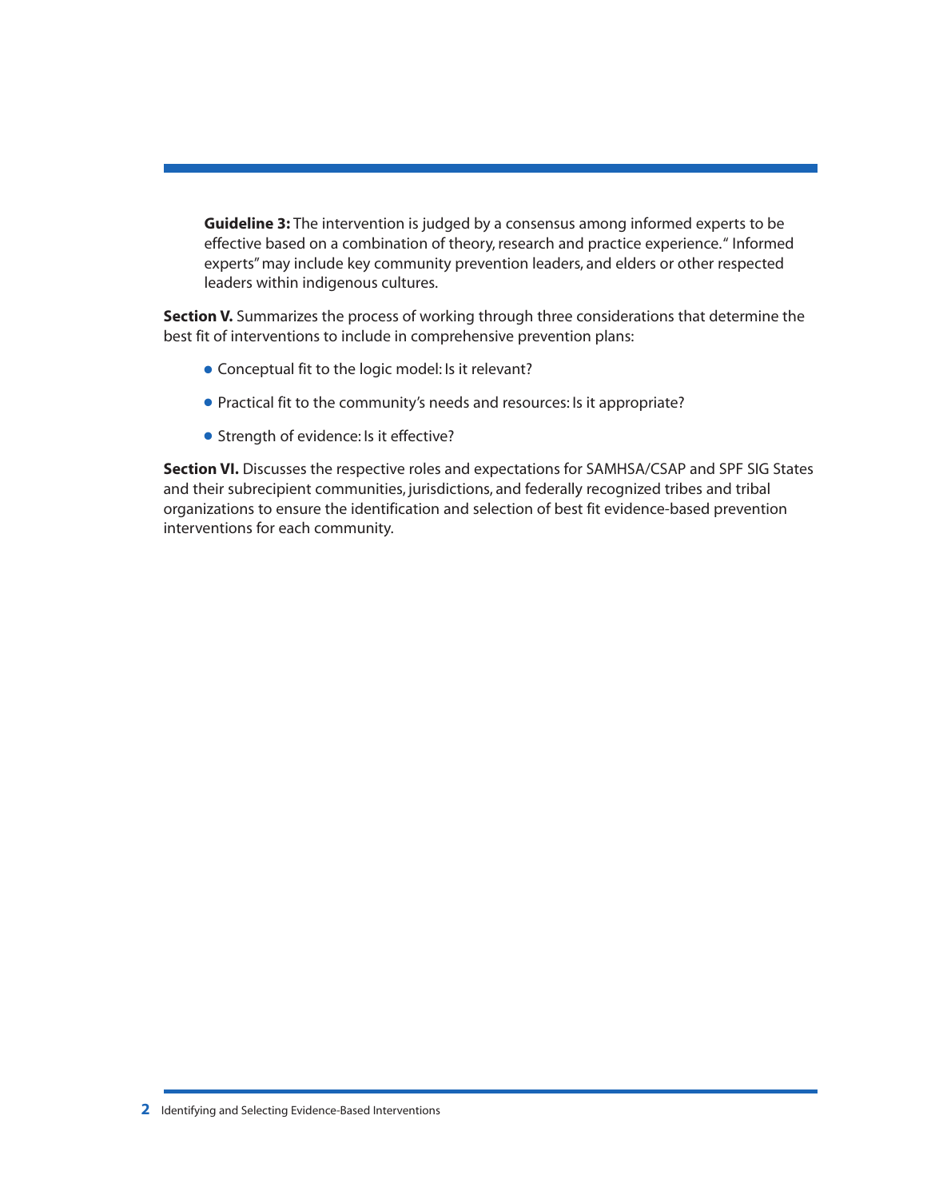**Guideline 3:** The intervention is judged by a consensus among informed experts to be effective based on a combination of theory, research and practice experience." Informed experts" may include key community prevention leaders, and elders or other respected leaders within indigenous cultures.

**Section V.** Summarizes the process of working through three considerations that determine the best fit of interventions to include in comprehensive prevention plans:

- Conceptual fit to the logic model: Is it relevant?
- Practical fit to the community's needs and resources: Is it appropriate?
- Strength of evidence: Is it effective?

**Section VI.** Discusses the respective roles and expectations for SAMHSA/CSAP and SPF SIG States and their subrecipient communities, jurisdictions, and federally recognized tribes and tribal organizations to ensure the identification and selection of best fit evidence-based prevention interventions for each community.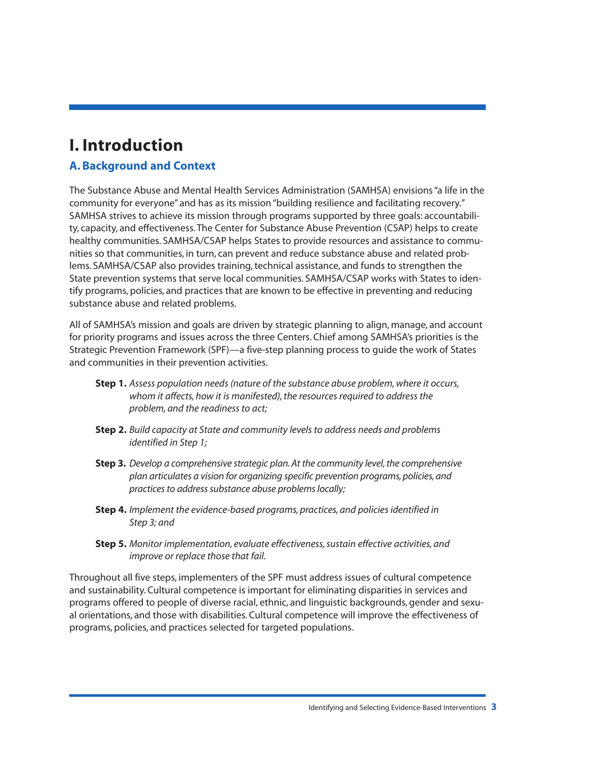# I. Introduction

## A. Background and Context

The Substance Abuse and Mental Health Services Administration (SAMHSA) envisions "a life in the community for everyone" and has as its mission "building resilience and facilitating recovery." SAMHSA strives to achieve its mission through programs supported by three goals: accountability, capacity, and effectiveness. The Center for Substance Abuse Prevention (CSAP) helps to create healthy communities. SAMHSA/CSAP helps States to provide resources and assistance to communities so that communities, in turn, can prevent and reduce substance abuse and related problems. SAMHSA/CSAP also provides training, technical assistance, and funds to strengthen the State prevention systems that serve local communities. SAMHSA/CSAP works with States to identify programs, policies, and practices that are known to be effective in preventing and reducing substance abuse and related problems.

All of SAMHSA's mission and goals are driven by strategic planning to align, manage, and account for priority programs and issues across the three Centers. Chief among SAMHSA's priorities is the Strategic Prevention Framework (SPF)—a five-step planning process to guide the work of States and communities in their prevention activities.

**Step 1.** *Assess population needs (nature of the substance abuse problem, where it occurs, whom it affects, how it is manifested), the resources required to address the problem, and the readiness to act;*

**Step 2.** *Build capacity at State and community levels to address needs and problems identified in Step 1;*

**Step 3.** *Develop a comprehensive strategic plan. At the community level, the comprehensive plan articulates a vision for organizing specific prevention programs, policies, and practices to address substance abuse problems locally;*

**Step 4.** *Implement the evidence-based programs, practices, and policies identified in Step 3; and*

**Step 5.** *Monitor implementation, evaluate effectiveness, sustain effective activities, and improve or replace those that fail.*

Throughout all five steps, implementers of the SPF must address issues of cultural competence and sustainability. Cultural competence is important for eliminating disparities in services and programs offered to people of diverse racial, ethnic, and linguistic backgrounds, gender and sexual orientations, and those with disabilities. Cultural competence will improve the effectiveness of programs, policies, and practices selected for targeted populations.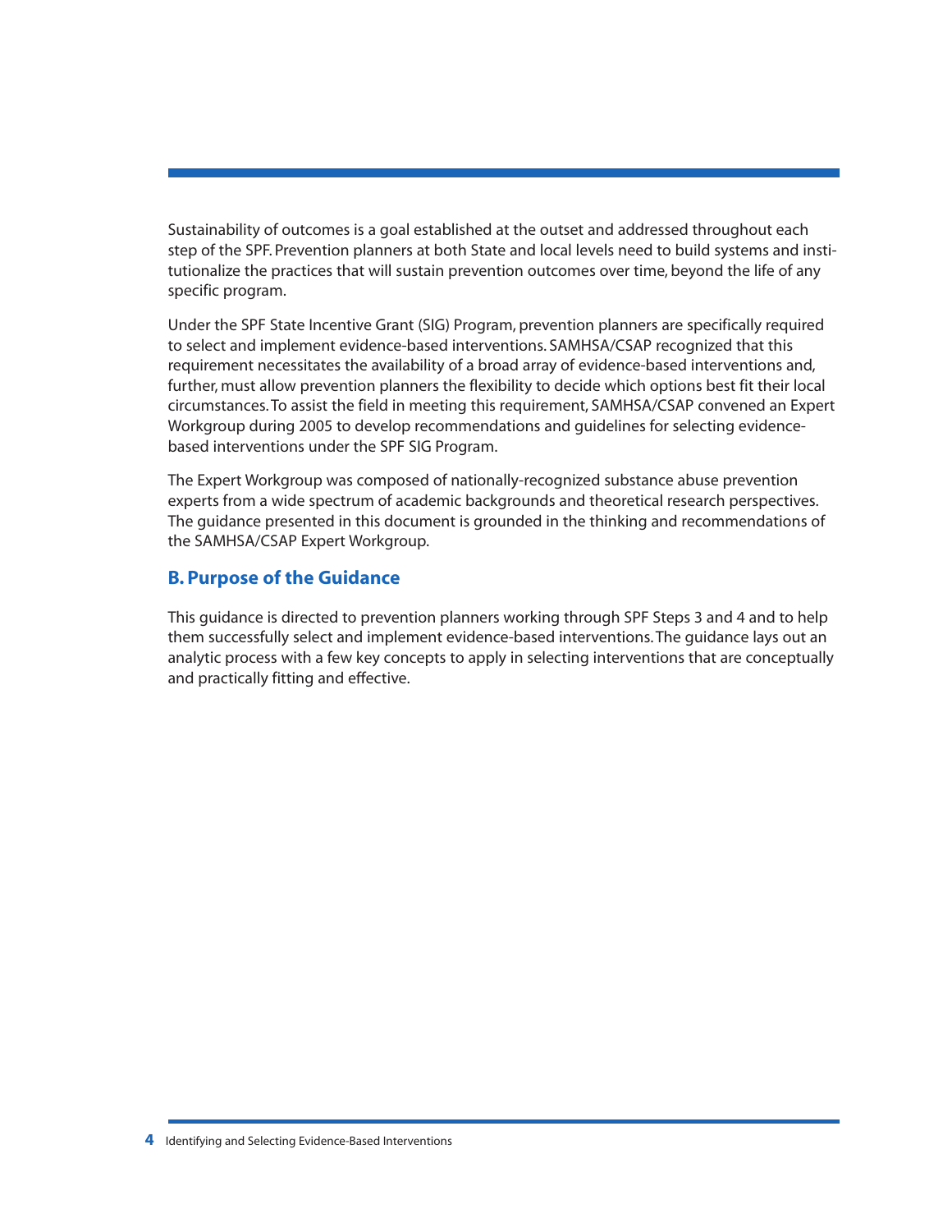Sustainability of outcomes is a goal established at the outset and addressed throughout each step of the SPF. Prevention planners at both State and local levels need to build systems and institutionalize the practices that will sustain prevention outcomes over time, beyond the life of any specific program.

Under the SPF State Incentive Grant (SIG) Program, prevention planners are specifically required to select and implement evidence-based interventions. SAMHSA/CSAP recognized that this requirement necessitates the availability of a broad array of evidence-based interventions and, further, must allow prevention planners the flexibility to decide which options best fit their local circumstances. To assist the field in meeting this requirement, SAMHSA/CSAP convened an Expert Workgroup during 2005 to develop recommendations and guidelines for selecting evidence-based interventions under the SPF SIG Program.

The Expert Workgroup was composed of nationally-recognized substance abuse prevention experts from a wide spectrum of academic backgrounds and theoretical research perspectives. The guidance presented in this document is grounded in the thinking and recommendations of the SAMHSA/CSAP Expert Workgroup.

## B. Purpose of the Guidance

This guidance is directed to prevention planners working through SPF Steps 3 and 4 and to help them successfully select and implement evidence-based interventions. The guidance lays out an analytic process with a few key concepts to apply in selecting interventions that are conceptually and practically fitting and effective.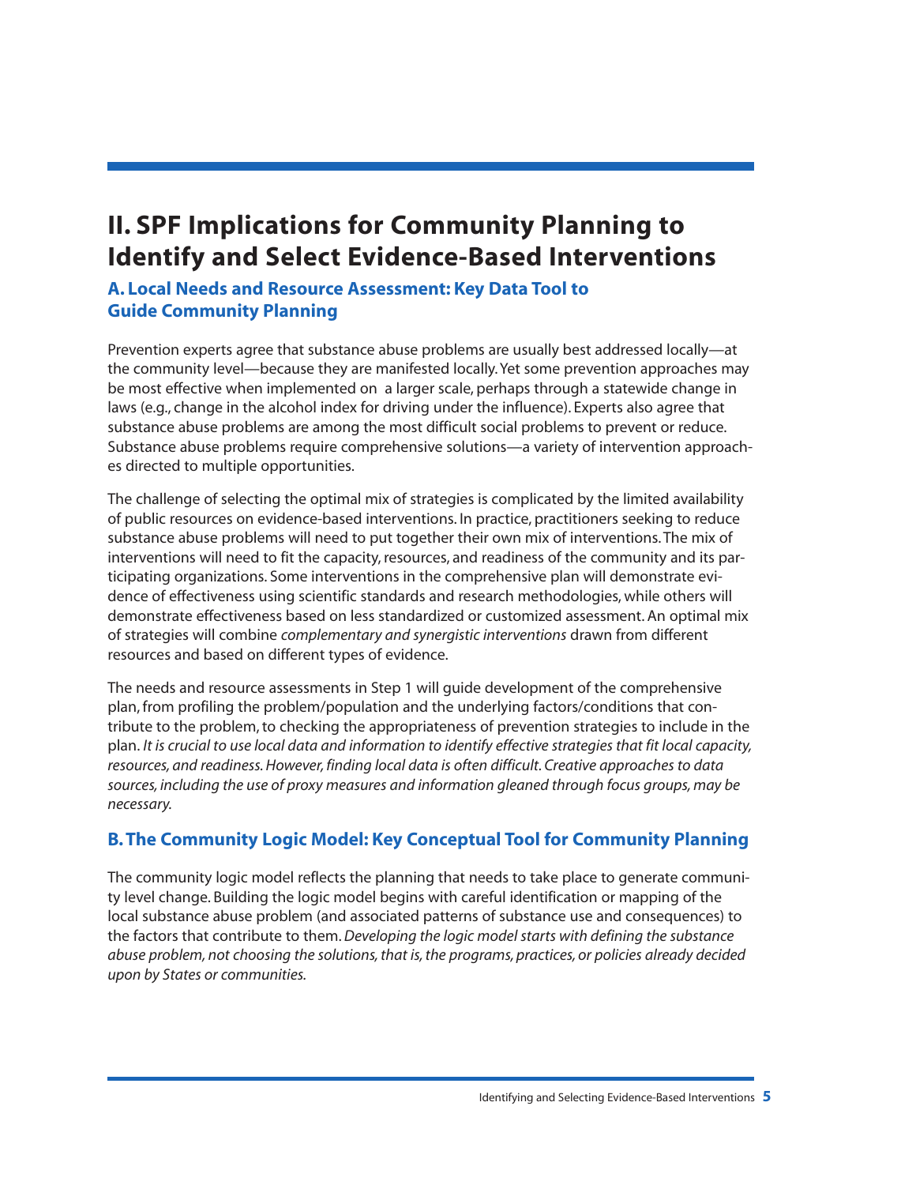# II. SPF Implications for Community Planning to Identify and Select Evidence-Based Interventions

## A. Local Needs and Resource Assessment: Key Data Tool to Guide Community Planning

Prevention experts agree that substance abuse problems are usually best addressed locally—at the community level—because they are manifested locally. Yet some prevention approaches may be most effective when implemented on a larger scale, perhaps through a statewide change in laws (e.g., change in the alcohol index for driving under the influence). Experts also agree that substance abuse problems are among the most difficult social problems to prevent or reduce. Substance abuse problems require comprehensive solutions—a variety of intervention approaches directed to multiple opportunities.

The challenge of selecting the optimal mix of strategies is complicated by the limited availability of public resources on evidence-based interventions. In practice, practitioners seeking to reduce substance abuse problems will need to put together their own mix of interventions. The mix of interventions will need to fit the capacity, resources, and readiness of the community and its participating organizations. Some interventions in the comprehensive plan will demonstrate evidence of effectiveness using scientific standards and research methodologies, while others will demonstrate effectiveness based on less standardized or customized assessment. An optimal mix of strategies will combine *complementary and synergistic interventions* drawn from different resources and based on different types of evidence.

The needs and resource assessments in Step 1 will guide development of the comprehensive plan, from profiling the problem/population and the underlying factors/conditions that contribute to the problem, to checking the appropriateness of prevention strategies to include in the plan. *It is crucial to use local data and information to identify effective strategies that fit local capacity, resources, and readiness. However, finding local data is often difficult. Creative approaches to data sources, including the use of proxy measures and information gleaned through focus groups, may be necessary.*

## B. The Community Logic Model: Key Conceptual Tool for Community Planning

The community logic model reflects the planning that needs to take place to generate community level change. Building the logic model begins with careful identification or mapping of the local substance abuse problem (and associated patterns of substance use and consequences) to the factors that contribute to them. *Developing the logic model starts with defining the substance abuse problem, not choosing the solutions, that is, the programs, practices, or policies already decided upon by States or communities.*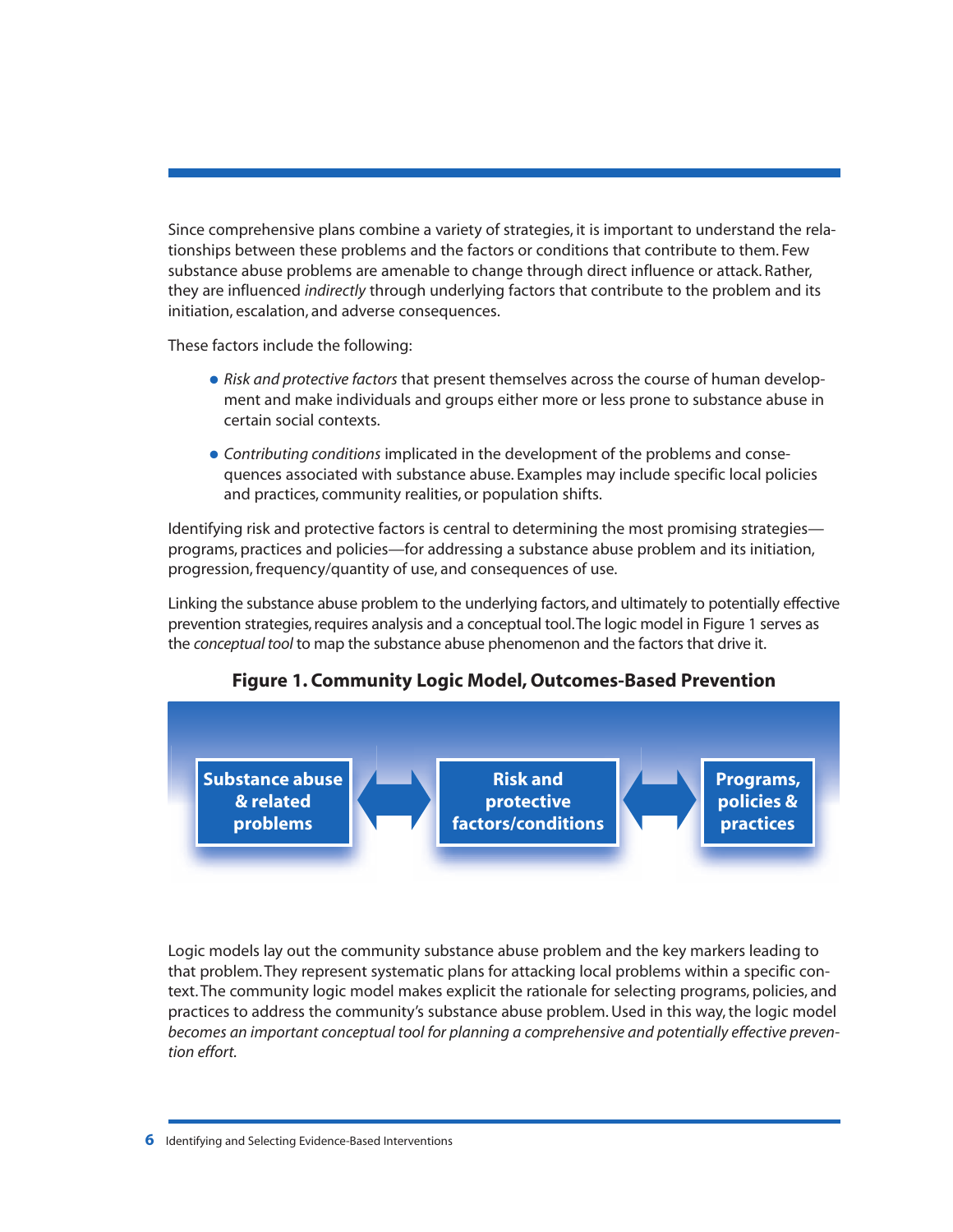Since comprehensive plans combine a variety of strategies, it is important to understand the relationships between these problems and the factors or conditions that contribute to them. Few substance abuse problems are amenable to change through direct influence or attack. Rather, they are influenced *indirectly* through underlying factors that contribute to the problem and its initiation, escalation, and adverse consequences.

These factors include the following:

- *Risk and protective factors* that present themselves across the course of human development and make individuals and groups either more or less prone to substance abuse in certain social contexts.
- *Contributing conditions* implicated in the development of the problems and consequences associated with substance abuse. Examples may include specific local policies and practices, community realities, or population shifts.

Identifying risk and protective factors is central to determining the most promising strategies—programs, practices and policies—for addressing a substance abuse problem and its initiation, progression, frequency/quantity of use, and consequences of use.

Linking the substance abuse problem to the underlying factors, and ultimately to potentially effective prevention strategies, requires analysis and a conceptual tool. The logic model in Figure 1 serves as the *conceptual tool* to map the substance abuse phenomenon and the factors that drive it.

**Figure 1. Community Logic Model, Outcomes-Based Prevention**

**Substance abuse & related problems** ⟷ **Risk and protective factors/conditions** ⟷ **Programs, policies & practices**

Logic models lay out the community substance abuse problem and the key markers leading to that problem. They represent systematic plans for attacking local problems within a specific context. The community logic model makes explicit the rationale for selecting programs, policies, and practices to address the community's substance abuse problem. Used in this way, the logic model *becomes an important conceptual tool for planning a comprehensive and potentially effective prevention effort.*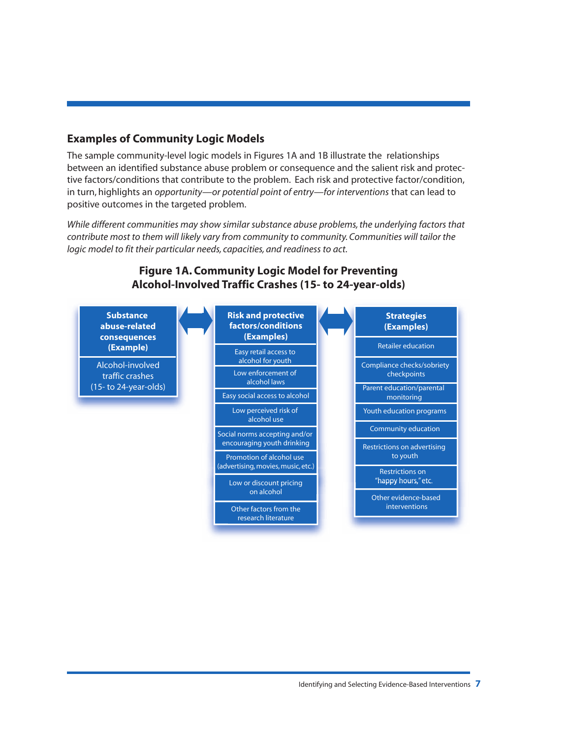## Examples of Community Logic Models

The sample community-level logic models in Figures 1A and 1B illustrate the relationships between an identified substance abuse problem or consequence and the salient risk and protective factors/conditions that contribute to the problem. Each risk and protective factor/condition, in turn, highlights an *opportunity—or potential point of entry—for interventions* that can lead to positive outcomes in the targeted problem.

*While different communities may show similar substance abuse problems, the underlying factors that contribute most to them will likely vary from community to community. Communities will tailor the logic model to fit their particular needs, capacities, and readiness to act.*

### Figure 1A. Community Logic Model for Preventing Alcohol-Involved Traffic Crashes (15- to 24-year-olds)

**Substance abuse-related consequences (Example)**

- Alcohol-involved traffic crashes (15- to 24-year-olds)

↔

**Risk and protective factors/conditions (Examples)**

- Easy retail access to alcohol for youth
- Low enforcement of alcohol laws
- Easy social access to alcohol
- Low perceived risk of alcohol use
- Social norms accepting and/or encouraging youth drinking
- Promotion of alcohol use (advertising, movies, music, etc.)
- Low or discount pricing on alcohol
- Other factors from the research literature

↔

**Strategies (Examples)**

- Retailer education
- Compliance checks/sobriety checkpoints
- Parent education/parental monitoring
- Youth education programs
- Community education
- Restrictions on advertising to youth
- Restrictions on "happy hours," etc.
- Other evidence-based interventions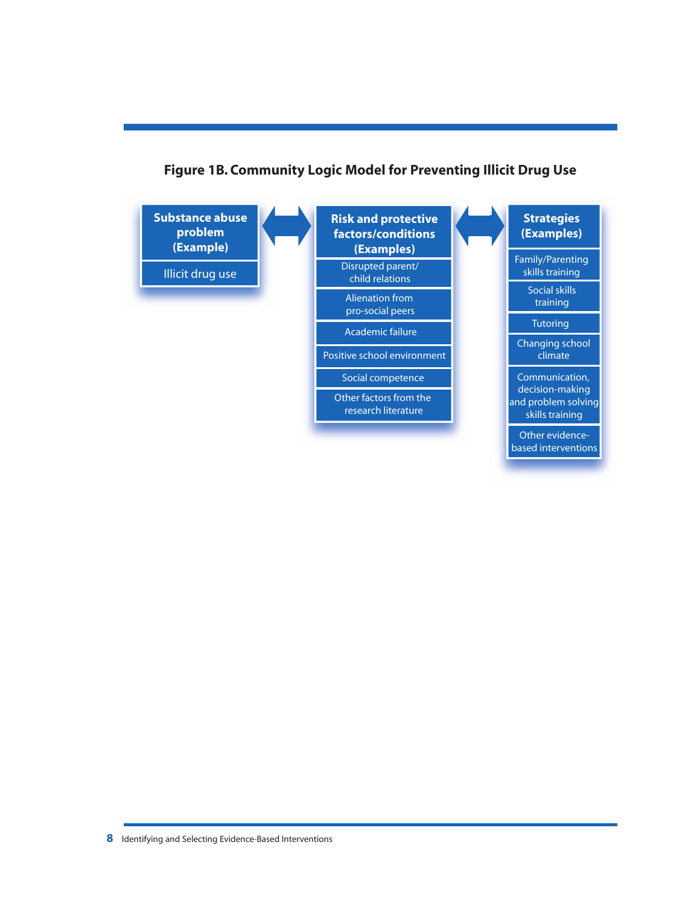**Figure 1B. Community Logic Model for Preventing Illicit Drug Use**

**Substance abuse problem (Example)**

- Illicit drug use

↔

**Risk and protective factors/conditions (Examples)**

- Disrupted parent/child relations
- Alienation from pro-social peers
- Academic failure
- Positive school environment
- Social competence
- Other factors from the research literature

↔

**Strategies (Examples)**

- Family/Parenting skills training
- Social skills training
- Tutoring
- Changing school climate
- Communication, decision-making and problem solving skills training
- Other evidence-based interventions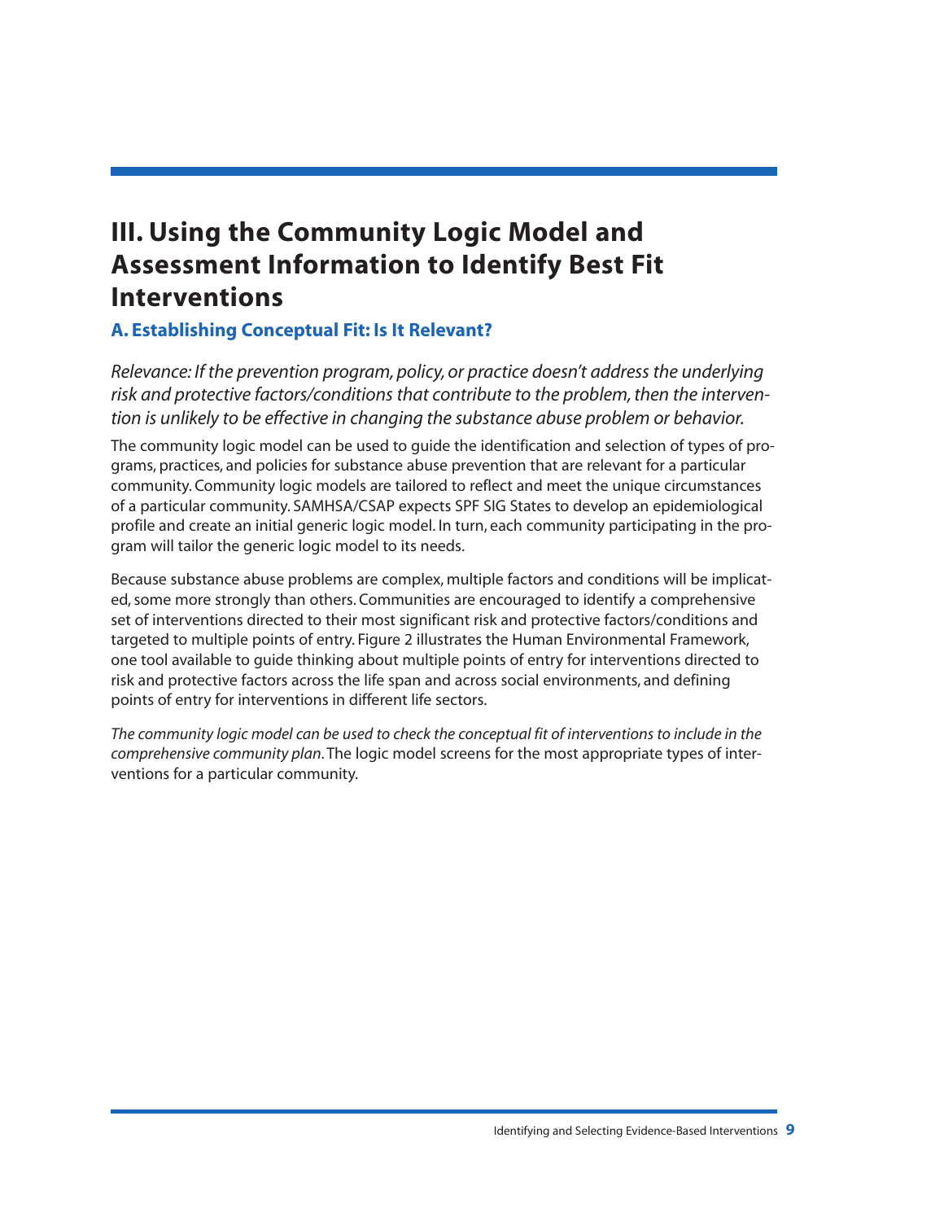# III. Using the Community Logic Model and Assessment Information to Identify Best Fit Interventions

## A. Establishing Conceptual Fit: Is It Relevant?

*Relevance: If the prevention program, policy, or practice doesn't address the underlying risk and protective factors/conditions that contribute to the problem, then the intervention is unlikely to be effective in changing the substance abuse problem or behavior.*

The community logic model can be used to guide the identification and selection of types of programs, practices, and policies for substance abuse prevention that are relevant for a particular community. Community logic models are tailored to reflect and meet the unique circumstances of a particular community. SAMHSA/CSAP expects SPF SIG States to develop an epidemiological profile and create an initial generic logic model. In turn, each community participating in the program will tailor the generic logic model to its needs.

Because substance abuse problems are complex, multiple factors and conditions will be implicated, some more strongly than others. Communities are encouraged to identify a comprehensive set of interventions directed to their most significant risk and protective factors/conditions and targeted to multiple points of entry. Figure 2 illustrates the Human Environmental Framework, one tool available to guide thinking about multiple points of entry for interventions directed to risk and protective factors across the life span and across social environments, and defining points of entry for interventions in different life sectors.

*The community logic model can be used to check the conceptual fit of interventions to include in the comprehensive community plan*. The logic model screens for the most appropriate types of interventions for a particular community.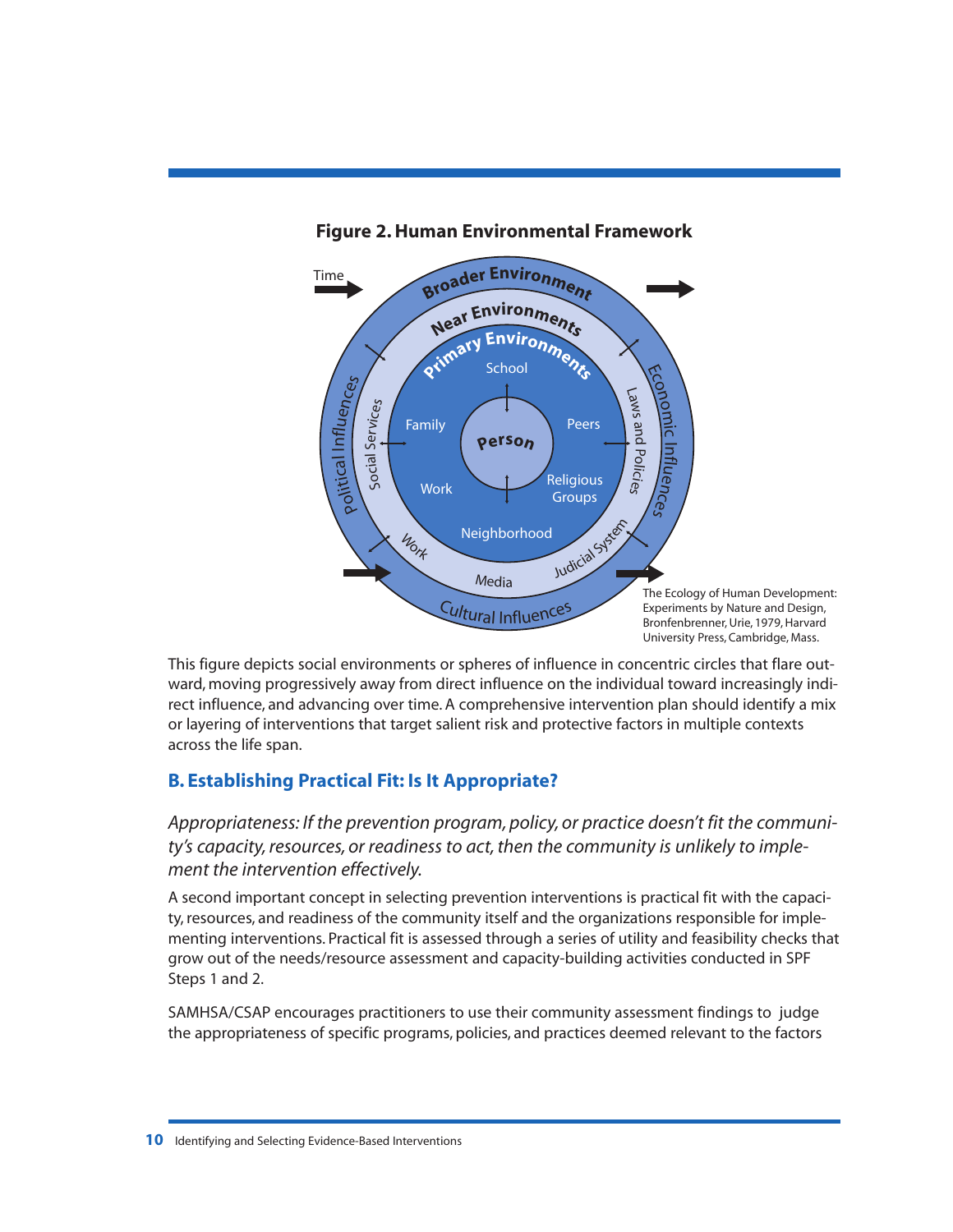**Figure 2. Human Environmental Framework**

The Ecology of Human Development: Experiments by Nature and Design, Bronfenbrenner, Urie, 1979, Harvard University Press, Cambridge, Mass.

This figure depicts social environments or spheres of influence in concentric circles that flare outward, moving progressively away from direct influence on the individual toward increasingly indirect influence, and advancing over time. A comprehensive intervention plan should identify a mix or layering of interventions that target salient risk and protective factors in multiple contexts across the life span.

## B. Establishing Practical Fit: Is It Appropriate?

*Appropriateness: If the prevention program, policy, or practice doesn't fit the community's capacity, resources, or readiness to act, then the community is unlikely to implement the intervention effectively.*

A second important concept in selecting prevention interventions is practical fit with the capacity, resources, and readiness of the community itself and the organizations responsible for implementing interventions. Practical fit is assessed through a series of utility and feasibility checks that grow out of the needs/resource assessment and capacity-building activities conducted in SPF Steps 1 and 2.

SAMHSA/CSAP encourages practitioners to use their community assessment findings to judge the appropriateness of specific programs, policies, and practices deemed relevant to the factors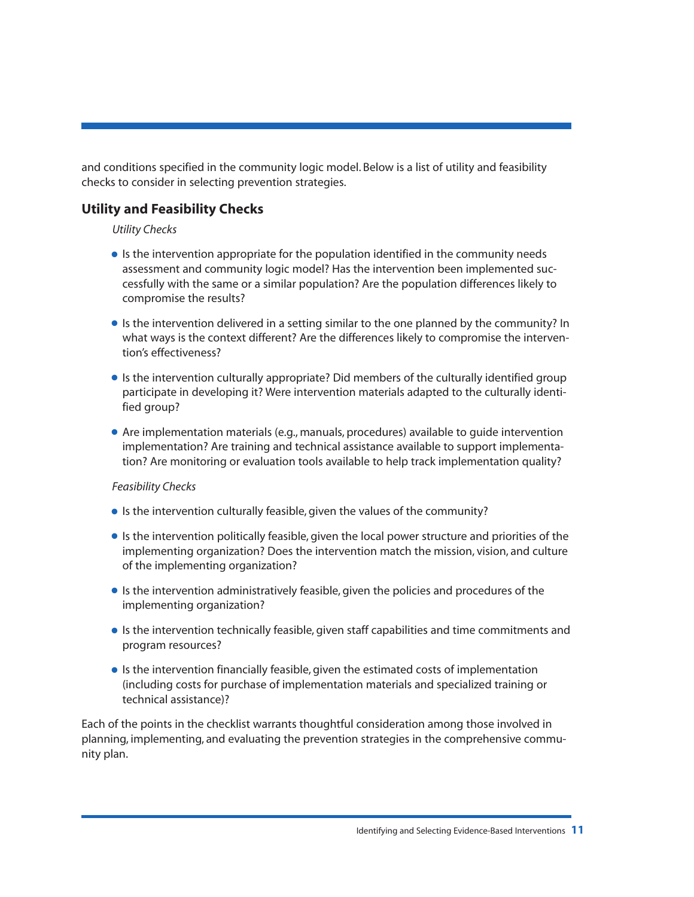and conditions specified in the community logic model. Below is a list of utility and feasibility checks to consider in selecting prevention strategies.

## Utility and Feasibility Checks

*Utility Checks*

- Is the intervention appropriate for the population identified in the community needs assessment and community logic model? Has the intervention been implemented successfully with the same or a similar population? Are the population differences likely to compromise the results?
- Is the intervention delivered in a setting similar to the one planned by the community? In what ways is the context different? Are the differences likely to compromise the intervention's effectiveness?
- Is the intervention culturally appropriate? Did members of the culturally identified group participate in developing it? Were intervention materials adapted to the culturally identified group?
- Are implementation materials (e.g., manuals, procedures) available to guide intervention implementation? Are training and technical assistance available to support implementation? Are monitoring or evaluation tools available to help track implementation quality?

*Feasibility Checks*

- Is the intervention culturally feasible, given the values of the community?
- Is the intervention politically feasible, given the local power structure and priorities of the implementing organization? Does the intervention match the mission, vision, and culture of the implementing organization?
- Is the intervention administratively feasible, given the policies and procedures of the implementing organization?
- Is the intervention technically feasible, given staff capabilities and time commitments and program resources?
- Is the intervention financially feasible, given the estimated costs of implementation (including costs for purchase of implementation materials and specialized training or technical assistance)?

Each of the points in the checklist warrants thoughtful consideration among those involved in planning, implementing, and evaluating the prevention strategies in the comprehensive community plan.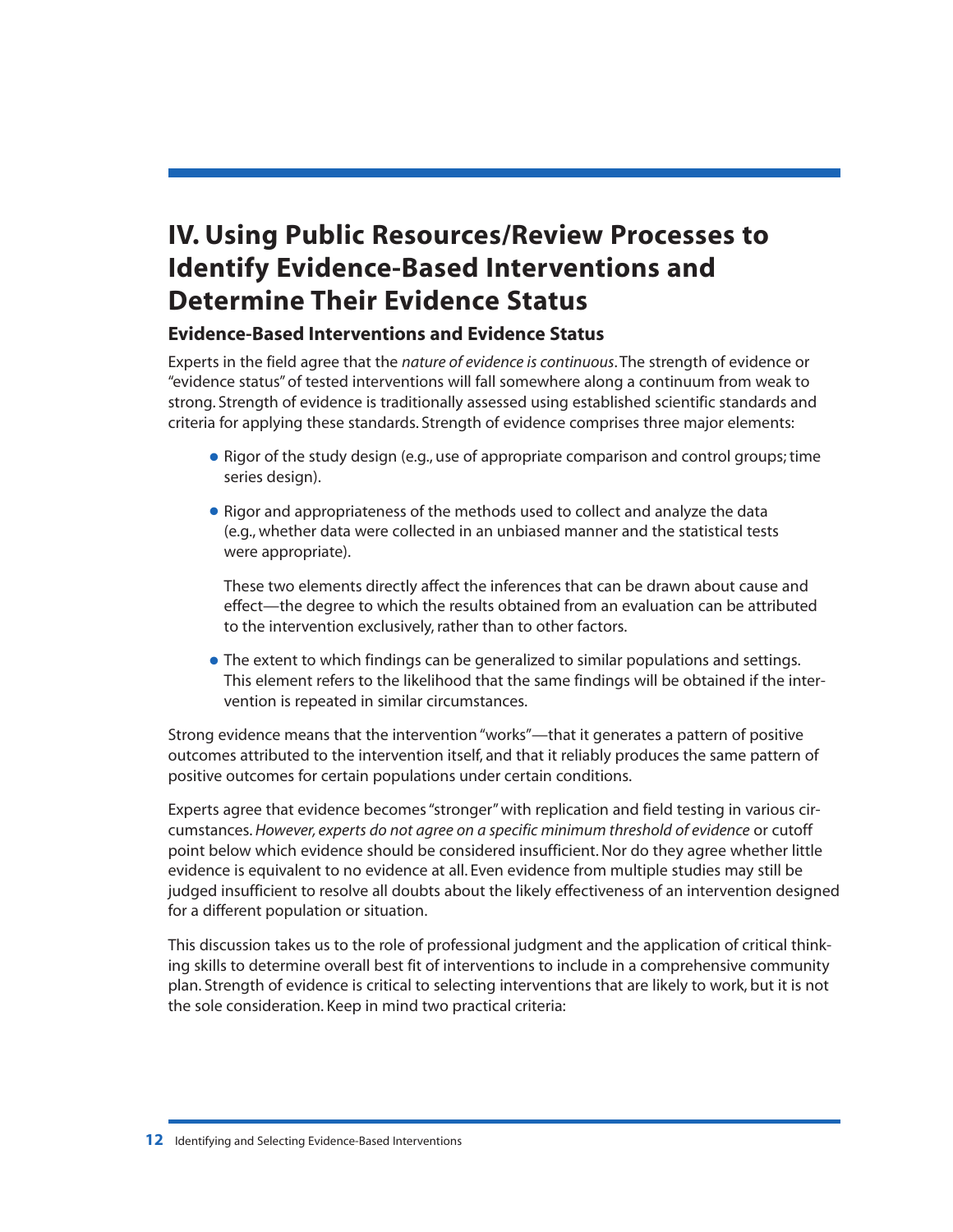# IV. Using Public Resources/Review Processes to Identify Evidence-Based Interventions and Determine Their Evidence Status

## Evidence-Based Interventions and Evidence Status

Experts in the field agree that the *nature of evidence is continuous*. The strength of evidence or "evidence status" of tested interventions will fall somewhere along a continuum from weak to strong. Strength of evidence is traditionally assessed using established scientific standards and criteria for applying these standards. Strength of evidence comprises three major elements:

- Rigor of the study design (e.g., use of appropriate comparison and control groups; time series design).
- Rigor and appropriateness of the methods used to collect and analyze the data (e.g., whether data were collected in an unbiased manner and the statistical tests were appropriate).

  These two elements directly affect the inferences that can be drawn about cause and effect—the degree to which the results obtained from an evaluation can be attributed to the intervention exclusively, rather than to other factors.

- The extent to which findings can be generalized to similar populations and settings. This element refers to the likelihood that the same findings will be obtained if the intervention is repeated in similar circumstances.

Strong evidence means that the intervention "works"—that it generates a pattern of positive outcomes attributed to the intervention itself, and that it reliably produces the same pattern of positive outcomes for certain populations under certain conditions.

Experts agree that evidence becomes "stronger" with replication and field testing in various circumstances. *However, experts do not agree on a specific minimum threshold of evidence* or cutoff point below which evidence should be considered insufficient. Nor do they agree whether little evidence is equivalent to no evidence at all. Even evidence from multiple studies may still be judged insufficient to resolve all doubts about the likely effectiveness of an intervention designed for a different population or situation.

This discussion takes us to the role of professional judgment and the application of critical thinking skills to determine overall best fit of interventions to include in a comprehensive community plan. Strength of evidence is critical to selecting interventions that are likely to work, but it is not the sole consideration. Keep in mind two practical criteria: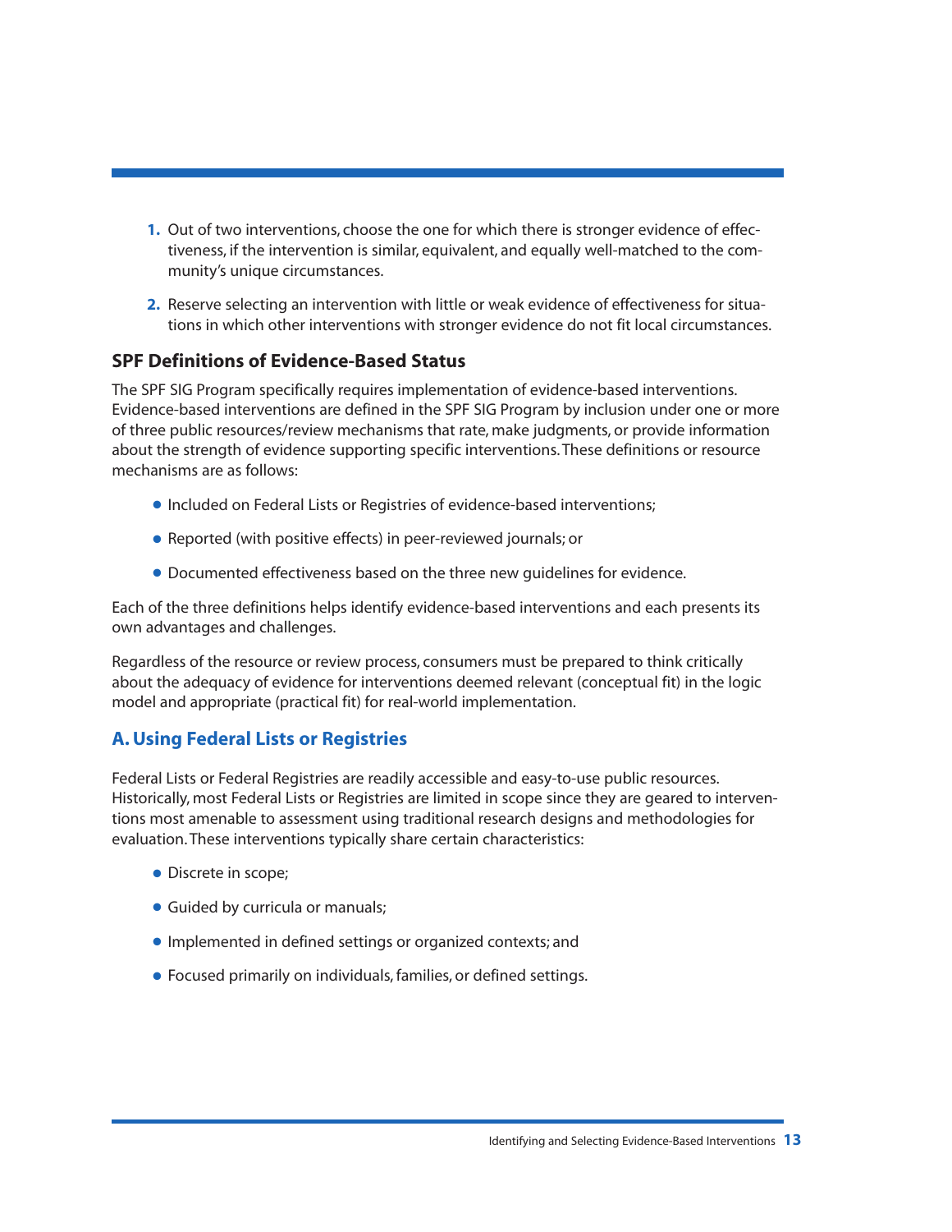1. Out of two interventions, choose the one for which there is stronger evidence of effectiveness, if the intervention is similar, equivalent, and equally well-matched to the community's unique circumstances.

2. Reserve selecting an intervention with little or weak evidence of effectiveness for situations in which other interventions with stronger evidence do not fit local circumstances.

### SPF Definitions of Evidence-Based Status

The SPF SIG Program specifically requires implementation of evidence-based interventions. Evidence-based interventions are defined in the SPF SIG Program by inclusion under one or more of three public resources/review mechanisms that rate, make judgments, or provide information about the strength of evidence supporting specific interventions. These definitions or resource mechanisms are as follows:

- Included on Federal Lists or Registries of evidence-based interventions;
- Reported (with positive effects) in peer-reviewed journals; or
- Documented effectiveness based on the three new guidelines for evidence.

Each of the three definitions helps identify evidence-based interventions and each presents its own advantages and challenges.

Regardless of the resource or review process, consumers must be prepared to think critically about the adequacy of evidence for interventions deemed relevant (conceptual fit) in the logic model and appropriate (practical fit) for real-world implementation.

## A. Using Federal Lists or Registries

Federal Lists or Federal Registries are readily accessible and easy-to-use public resources. Historically, most Federal Lists or Registries are limited in scope since they are geared to interventions most amenable to assessment using traditional research designs and methodologies for evaluation. These interventions typically share certain characteristics:

- Discrete in scope;
- Guided by curricula or manuals;
- Implemented in defined settings or organized contexts; and
- Focused primarily on individuals, families, or defined settings.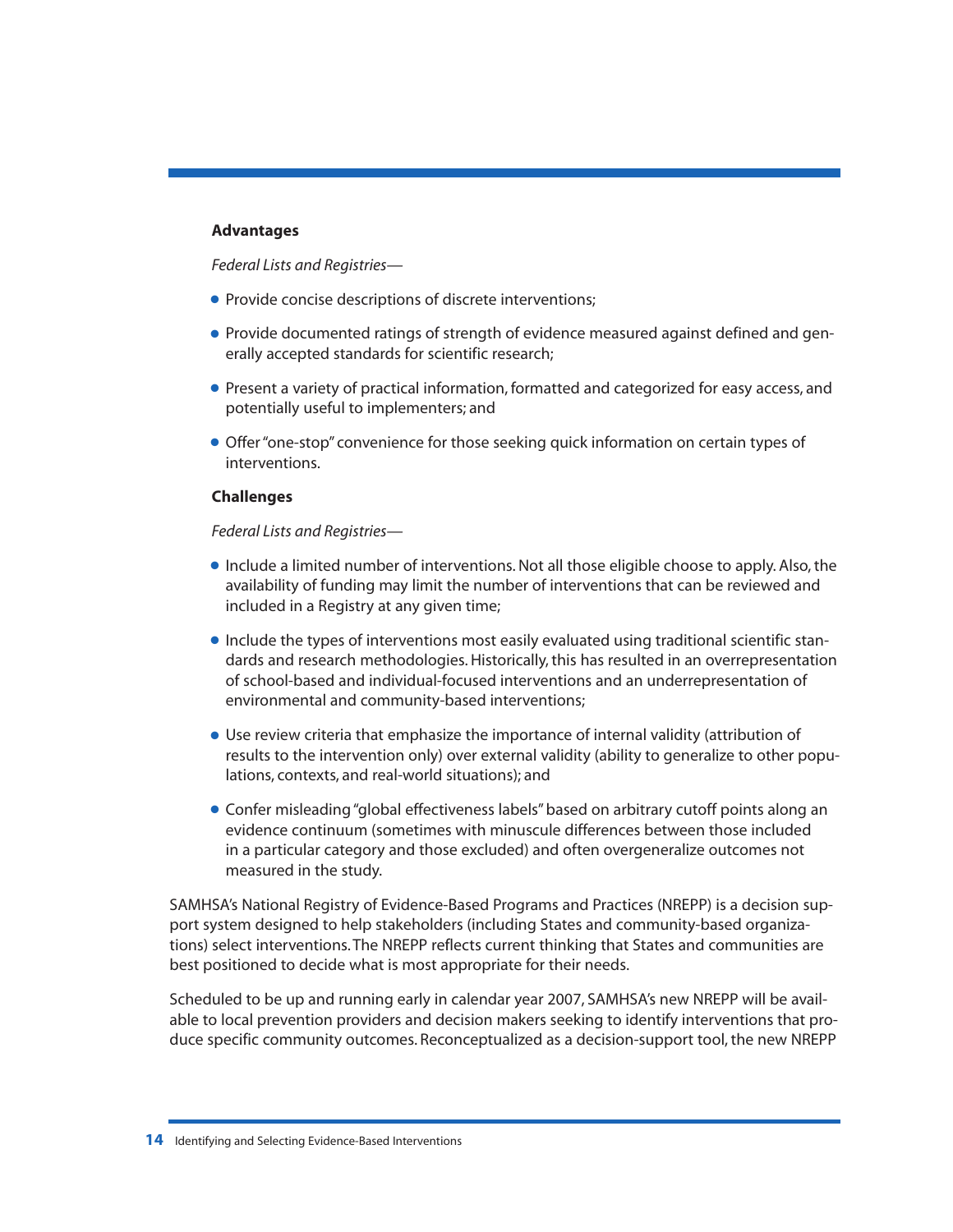**Advantages**

*Federal Lists and Registries—*

- Provide concise descriptions of discrete interventions;
- Provide documented ratings of strength of evidence measured against defined and generally accepted standards for scientific research;
- Present a variety of practical information, formatted and categorized for easy access, and potentially useful to implementers; and
- Offer "one-stop" convenience for those seeking quick information on certain types of interventions.

**Challenges**

*Federal Lists and Registries—*

- Include a limited number of interventions. Not all those eligible choose to apply. Also, the availability of funding may limit the number of interventions that can be reviewed and included in a Registry at any given time;
- Include the types of interventions most easily evaluated using traditional scientific standards and research methodologies. Historically, this has resulted in an overrepresentation of school-based and individual-focused interventions and an underrepresentation of environmental and community-based interventions;
- Use review criteria that emphasize the importance of internal validity (attribution of results to the intervention only) over external validity (ability to generalize to other populations, contexts, and real-world situations); and
- Confer misleading "global effectiveness labels" based on arbitrary cutoff points along an evidence continuum (sometimes with minuscule differences between those included in a particular category and those excluded) and often overgeneralize outcomes not measured in the study.

SAMHSA's National Registry of Evidence-Based Programs and Practices (NREPP) is a decision support system designed to help stakeholders (including States and community-based organizations) select interventions. The NREPP reflects current thinking that States and communities are best positioned to decide what is most appropriate for their needs.

Scheduled to be up and running early in calendar year 2007, SAMHSA's new NREPP will be available to local prevention providers and decision makers seeking to identify interventions that produce specific community outcomes. Reconceptualized as a decision-support tool, the new NREPP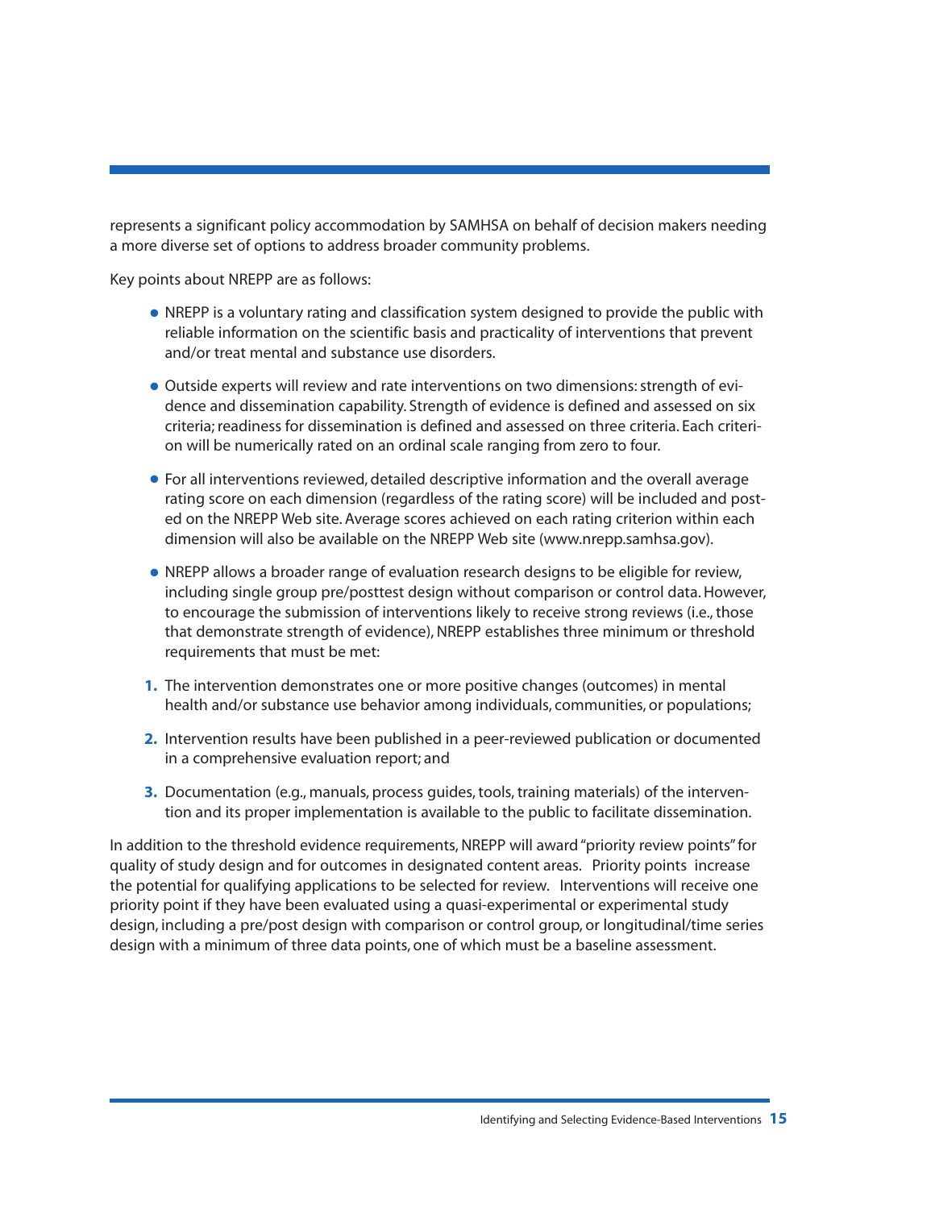represents a significant policy accommodation by SAMHSA on behalf of decision makers needing a more diverse set of options to address broader community problems.

Key points about NREPP are as follows:

- NREPP is a voluntary rating and classification system designed to provide the public with reliable information on the scientific basis and practicality of interventions that prevent and/or treat mental and substance use disorders.
- Outside experts will review and rate interventions on two dimensions: strength of evidence and dissemination capability. Strength of evidence is defined and assessed on six criteria; readiness for dissemination is defined and assessed on three criteria. Each criterion will be numerically rated on an ordinal scale ranging from zero to four.
- For all interventions reviewed, detailed descriptive information and the overall average rating score on each dimension (regardless of the rating score) will be included and posted on the NREPP Web site. Average scores achieved on each rating criterion within each dimension will also be available on the NREPP Web site (www.nrepp.samhsa.gov).
- NREPP allows a broader range of evaluation research designs to be eligible for review, including single group pre/posttest design without comparison or control data. However, to encourage the submission of interventions likely to receive strong reviews (i.e., those that demonstrate strength of evidence), NREPP establishes three minimum or threshold requirements that must be met:

1. The intervention demonstrates one or more positive changes (outcomes) in mental health and/or substance use behavior among individuals, communities, or populations;
2. Intervention results have been published in a peer-reviewed publication or documented in a comprehensive evaluation report; and
3. Documentation (e.g., manuals, process guides, tools, training materials) of the intervention and its proper implementation is available to the public to facilitate dissemination.

In addition to the threshold evidence requirements, NREPP will award "priority review points" for quality of study design and for outcomes in designated content areas. Priority points increase the potential for qualifying applications to be selected for review. Interventions will receive one priority point if they have been evaluated using a quasi-experimental or experimental study design, including a pre/post design with comparison or control group, or longitudinal/time series design with a minimum of three data points, one of which must be a baseline assessment.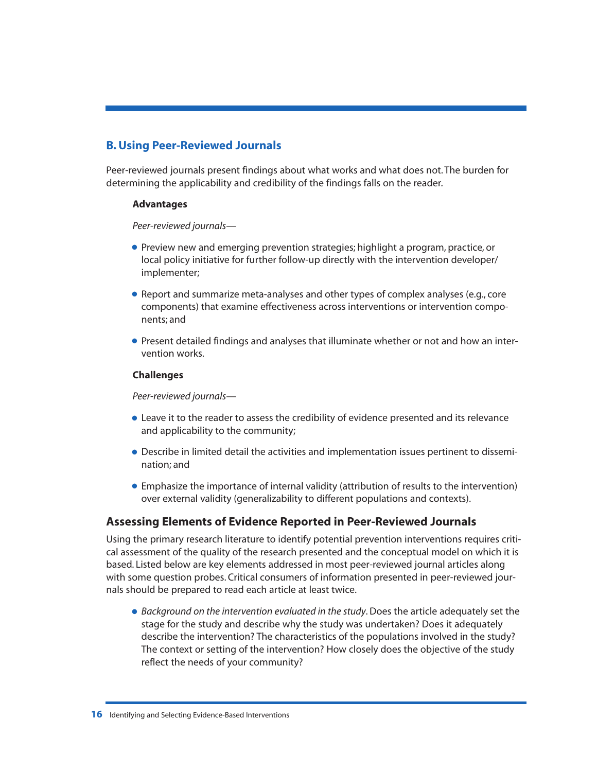## B. Using Peer-Reviewed Journals

Peer-reviewed journals present findings about what works and what does not. The burden for determining the applicability and credibility of the findings falls on the reader.

**Advantages**

*Peer-reviewed journals—*

- Preview new and emerging prevention strategies; highlight a program, practice, or local policy initiative for further follow-up directly with the intervention developer/implementer;
- Report and summarize meta-analyses and other types of complex analyses (e.g., core components) that examine effectiveness across interventions or intervention components; and
- Present detailed findings and analyses that illuminate whether or not and how an intervention works.

**Challenges**

*Peer-reviewed journals—*

- Leave it to the reader to assess the credibility of evidence presented and its relevance and applicability to the community;
- Describe in limited detail the activities and implementation issues pertinent to dissemination; and
- Emphasize the importance of internal validity (attribution of results to the intervention) over external validity (generalizability to different populations and contexts).

### Assessing Elements of Evidence Reported in Peer-Reviewed Journals

Using the primary research literature to identify potential prevention interventions requires critical assessment of the quality of the research presented and the conceptual model on which it is based. Listed below are key elements addressed in most peer-reviewed journal articles along with some question probes. Critical consumers of information presented in peer-reviewed journals should be prepared to read each article at least twice.

- *Background on the intervention evaluated in the study*. Does the article adequately set the stage for the study and describe why the study was undertaken? Does it adequately describe the intervention? The characteristics of the populations involved in the study? The context or setting of the intervention? How closely does the objective of the study reflect the needs of your community?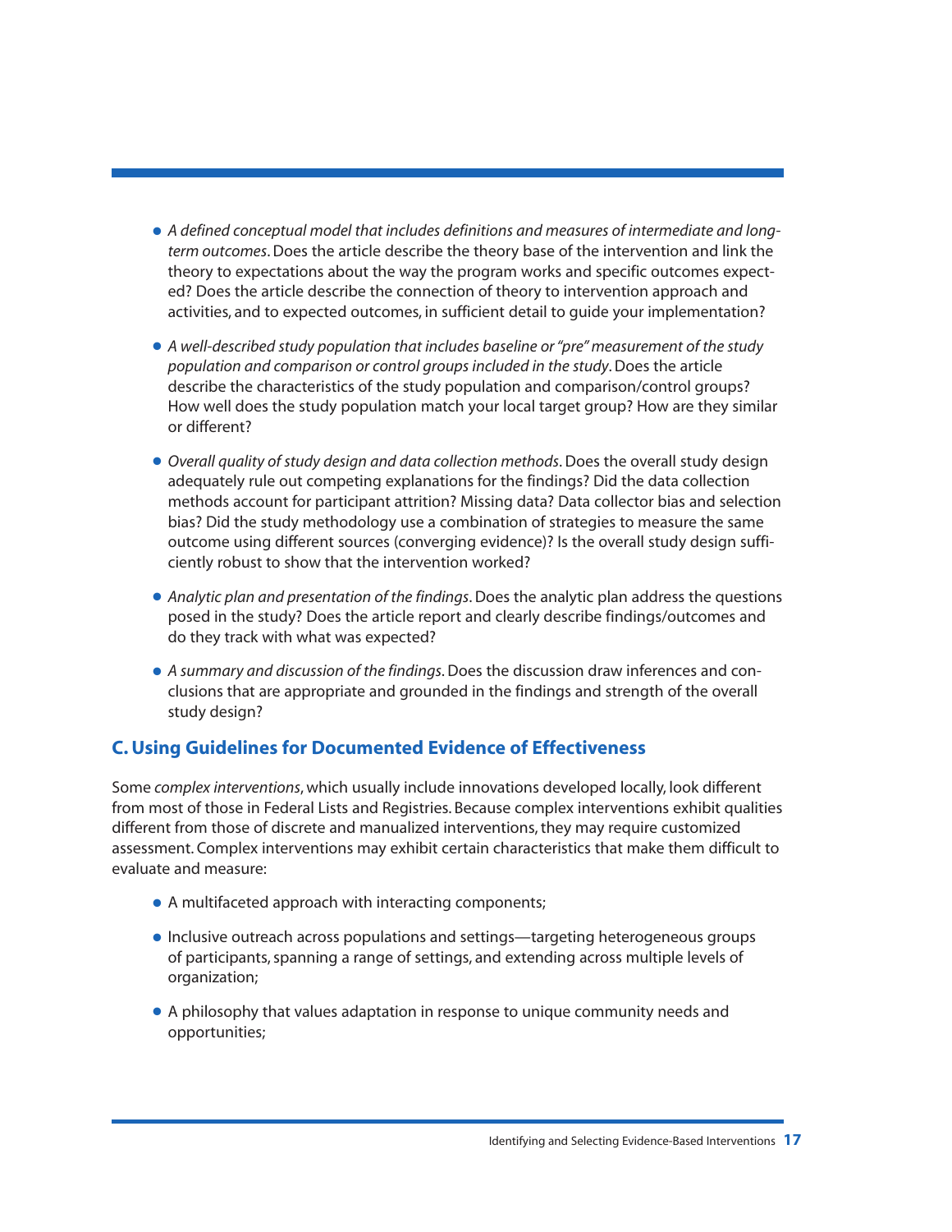- *A defined conceptual model that includes definitions and measures of intermediate and long-term outcomes*. Does the article describe the theory base of the intervention and link the theory to expectations about the way the program works and specific outcomes expected? Does the article describe the connection of theory to intervention approach and activities, and to expected outcomes, in sufficient detail to guide your implementation?

- *A well-described study population that includes baseline or "pre" measurement of the study population and comparison or control groups included in the study*. Does the article describe the characteristics of the study population and comparison/control groups? How well does the study population match your local target group? How are they similar or different?

- *Overall quality of study design and data collection methods*. Does the overall study design adequately rule out competing explanations for the findings? Did the data collection methods account for participant attrition? Missing data? Data collector bias and selection bias? Did the study methodology use a combination of strategies to measure the same outcome using different sources (converging evidence)? Is the overall study design sufficiently robust to show that the intervention worked?

- *Analytic plan and presentation of the findings*. Does the analytic plan address the questions posed in the study? Does the article report and clearly describe findings/outcomes and do they track with what was expected?

- *A summary and discussion of the findings*. Does the discussion draw inferences and conclusions that are appropriate and grounded in the findings and strength of the overall study design?

## C. Using Guidelines for Documented Evidence of Effectiveness

Some *complex interventions*, which usually include innovations developed locally, look different from most of those in Federal Lists and Registries. Because complex interventions exhibit qualities different from those of discrete and manualized interventions, they may require customized assessment. Complex interventions may exhibit certain characteristics that make them difficult to evaluate and measure:

- A multifaceted approach with interacting components;

- Inclusive outreach across populations and settings—targeting heterogeneous groups of participants, spanning a range of settings, and extending across multiple levels of organization;

- A philosophy that values adaptation in response to unique community needs and opportunities;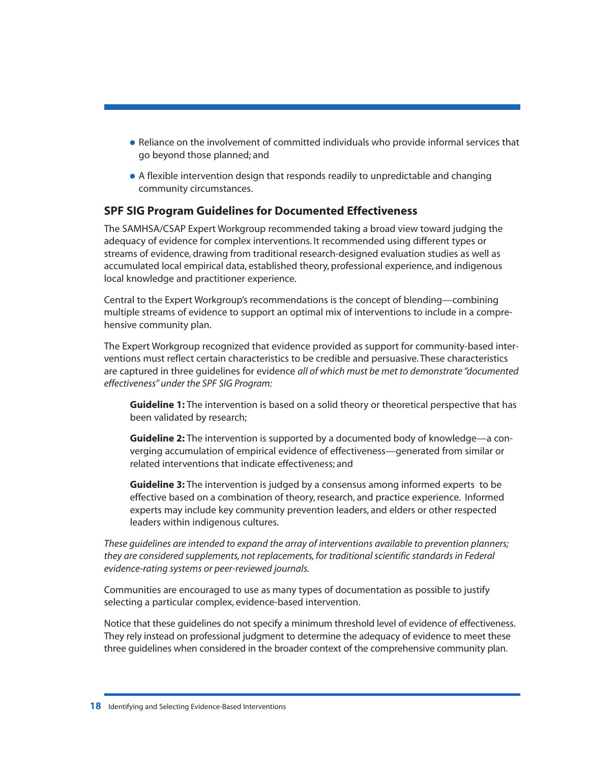- Reliance on the involvement of committed individuals who provide informal services that go beyond those planned; and
- A flexible intervention design that responds readily to unpredictable and changing community circumstances.

## SPF SIG Program Guidelines for Documented Effectiveness

The SAMHSA/CSAP Expert Workgroup recommended taking a broad view toward judging the adequacy of evidence for complex interventions. It recommended using different types or streams of evidence, drawing from traditional research-designed evaluation studies as well as accumulated local empirical data, established theory, professional experience, and indigenous local knowledge and practitioner experience.

Central to the Expert Workgroup's recommendations is the concept of blending—combining multiple streams of evidence to support an optimal mix of interventions to include in a comprehensive community plan.

The Expert Workgroup recognized that evidence provided as support for community-based interventions must reflect certain characteristics to be credible and persuasive. These characteristics are captured in three guidelines for evidence *all of which must be met to demonstrate "documented effectiveness" under the SPF SIG Program:*

**Guideline 1:** The intervention is based on a solid theory or theoretical perspective that has been validated by research;

**Guideline 2:** The intervention is supported by a documented body of knowledge—a converging accumulation of empirical evidence of effectiveness—generated from similar or related interventions that indicate effectiveness; and

**Guideline 3:** The intervention is judged by a consensus among informed experts to be effective based on a combination of theory, research, and practice experience. Informed experts may include key community prevention leaders, and elders or other respected leaders within indigenous cultures.

*These guidelines are intended to expand the array of interventions available to prevention planners; they are considered supplements, not replacements, for traditional scientific standards in Federal evidence-rating systems or peer-reviewed journals.*

Communities are encouraged to use as many types of documentation as possible to justify selecting a particular complex, evidence-based intervention.

Notice that these guidelines do not specify a minimum threshold level of evidence of effectiveness. They rely instead on professional judgment to determine the adequacy of evidence to meet these three guidelines when considered in the broader context of the comprehensive community plan.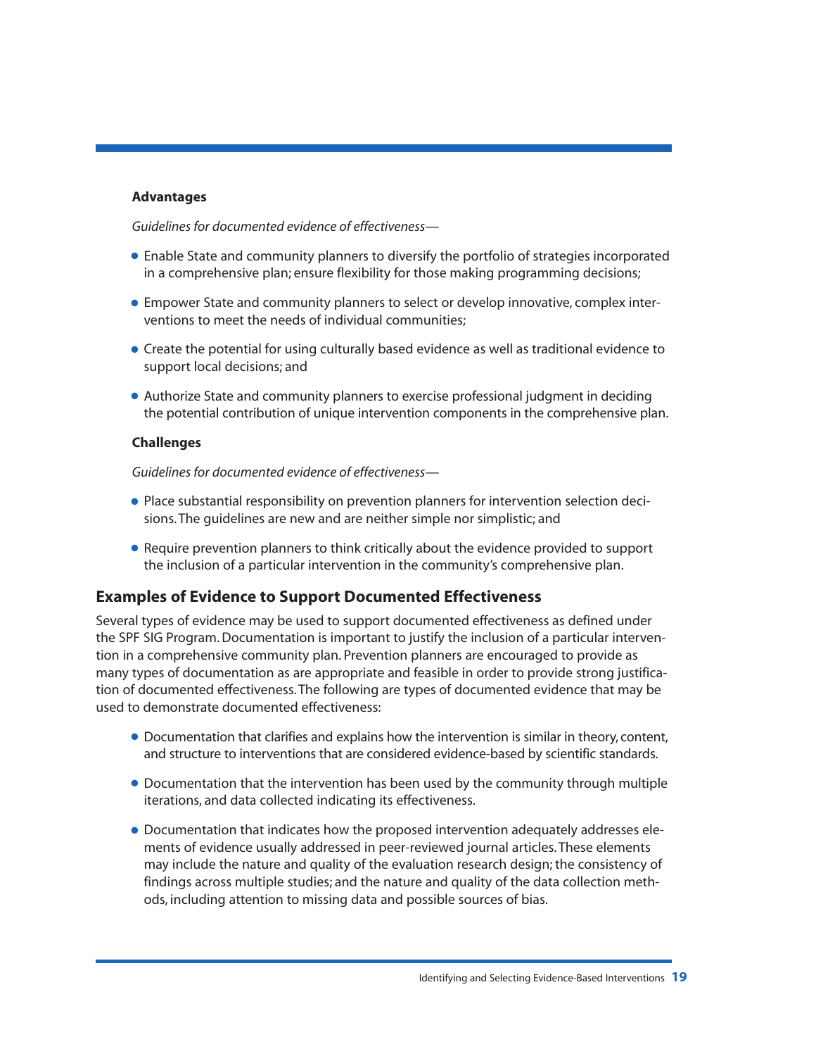**Advantages**

*Guidelines for documented evidence of effectiveness—*

- Enable State and community planners to diversify the portfolio of strategies incorporated in a comprehensive plan; ensure flexibility for those making programming decisions;
- Empower State and community planners to select or develop innovative, complex interventions to meet the needs of individual communities;
- Create the potential for using culturally based evidence as well as traditional evidence to support local decisions; and
- Authorize State and community planners to exercise professional judgment in deciding the potential contribution of unique intervention components in the comprehensive plan.

**Challenges**

*Guidelines for documented evidence of effectiveness—*

- Place substantial responsibility on prevention planners for intervention selection decisions. The guidelines are new and are neither simple nor simplistic; and
- Require prevention planners to think critically about the evidence provided to support the inclusion of a particular intervention in the community's comprehensive plan.

## Examples of Evidence to Support Documented Effectiveness

Several types of evidence may be used to support documented effectiveness as defined under the SPF SIG Program. Documentation is important to justify the inclusion of a particular intervention in a comprehensive community plan. Prevention planners are encouraged to provide as many types of documentation as are appropriate and feasible in order to provide strong justification of documented effectiveness. The following are types of documented evidence that may be used to demonstrate documented effectiveness:

- Documentation that clarifies and explains how the intervention is similar in theory, content, and structure to interventions that are considered evidence-based by scientific standards.
- Documentation that the intervention has been used by the community through multiple iterations, and data collected indicating its effectiveness.
- Documentation that indicates how the proposed intervention adequately addresses elements of evidence usually addressed in peer-reviewed journal articles. These elements may include the nature and quality of the evaluation research design; the consistency of findings across multiple studies; and the nature and quality of the data collection methods, including attention to missing data and possible sources of bias.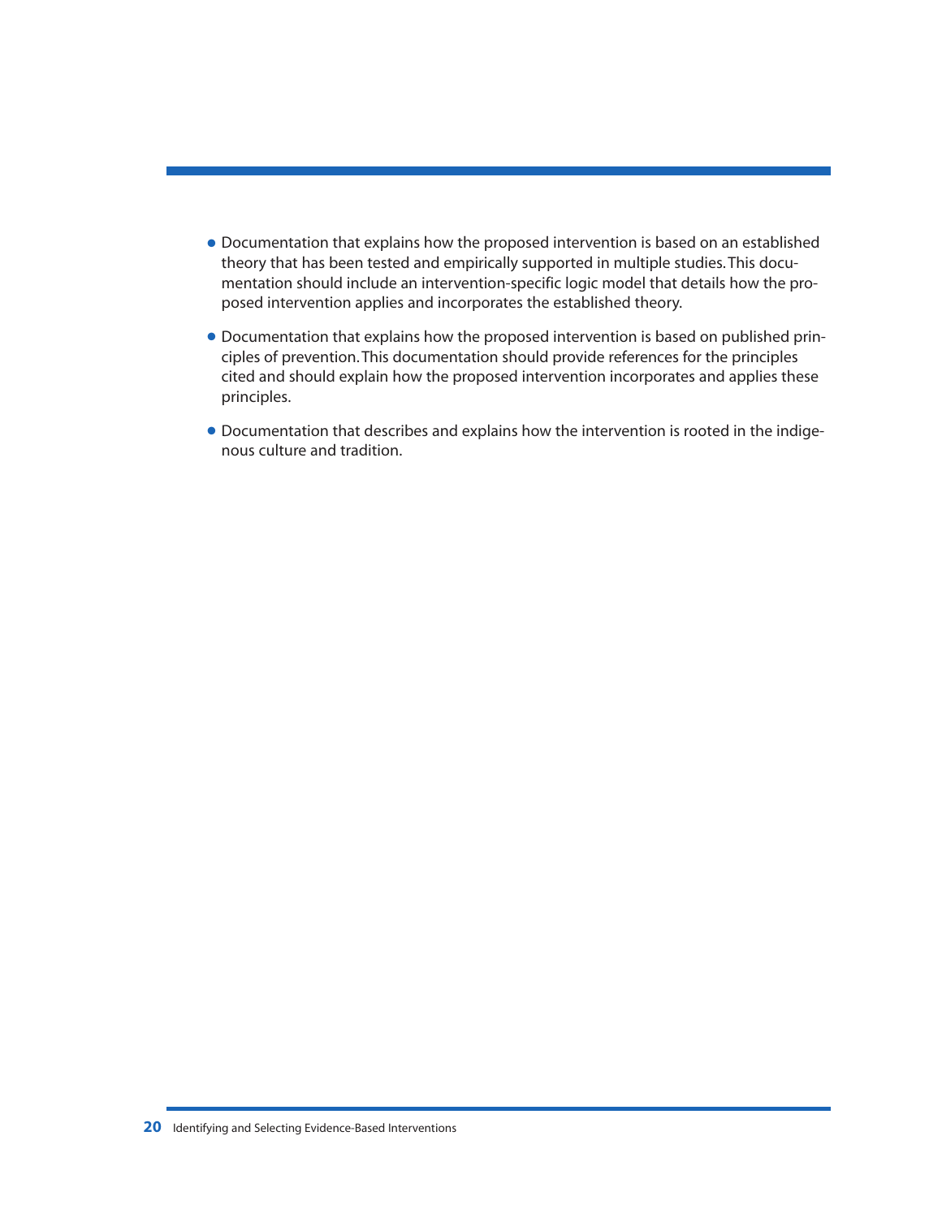- Documentation that explains how the proposed intervention is based on an established theory that has been tested and empirically supported in multiple studies. This documentation should include an intervention-specific logic model that details how the proposed intervention applies and incorporates the established theory.

- Documentation that explains how the proposed intervention is based on published principles of prevention. This documentation should provide references for the principles cited and should explain how the proposed intervention incorporates and applies these principles.

- Documentation that describes and explains how the intervention is rooted in the indigenous culture and tradition.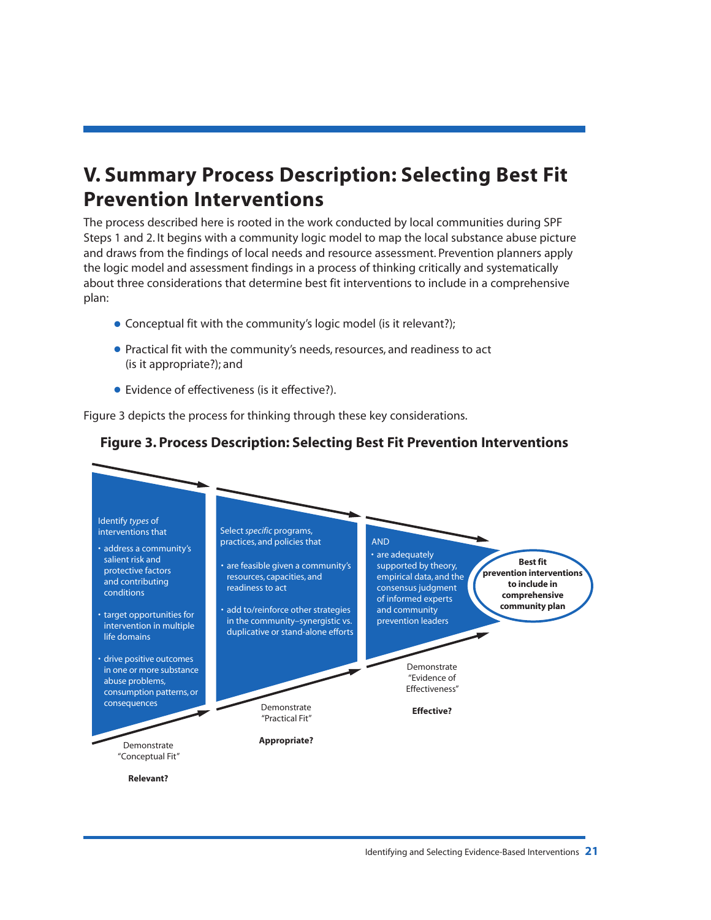# V. Summary Process Description: Selecting Best Fit Prevention Interventions

The process described here is rooted in the work conducted by local communities during SPF Steps 1 and 2. It begins with a community logic model to map the local substance abuse picture and draws from the findings of local needs and resource assessment. Prevention planners apply the logic model and assessment findings in a process of thinking critically and systematically about three considerations that determine best fit interventions to include in a comprehensive plan:

- Conceptual fit with the community's logic model (is it relevant?);
- Practical fit with the community's needs, resources, and readiness to act (is it appropriate?); and
- Evidence of effectiveness (is it effective?).

Figure 3 depicts the process for thinking through these key considerations.

**Figure 3. Process Description: Selecting Best Fit Prevention Interventions**

Identify *types* of interventions that

- address a community's salient risk and protective factors and contributing conditions
- target opportunities for intervention in multiple life domains
- drive positive outcomes in one or more substance abuse problems, consumption patterns, or consequences

Demonstrate "Conceptual Fit"

**Relevant?**

Select *specific* programs, practices, and policies that

- are feasible given a community's resources, capacities, and readiness to act
- add to/reinforce other strategies in the community–synergistic vs. duplicative or stand-alone efforts

Demonstrate "Practical Fit"

**Appropriate?**

AND

- are adequately supported by theory, empirical data, and the consensus judgment of informed experts and community prevention leaders

Demonstrate "Evidence of Effectiveness"

**Effective?**

**Best fit prevention interventions to include in comprehensive community plan**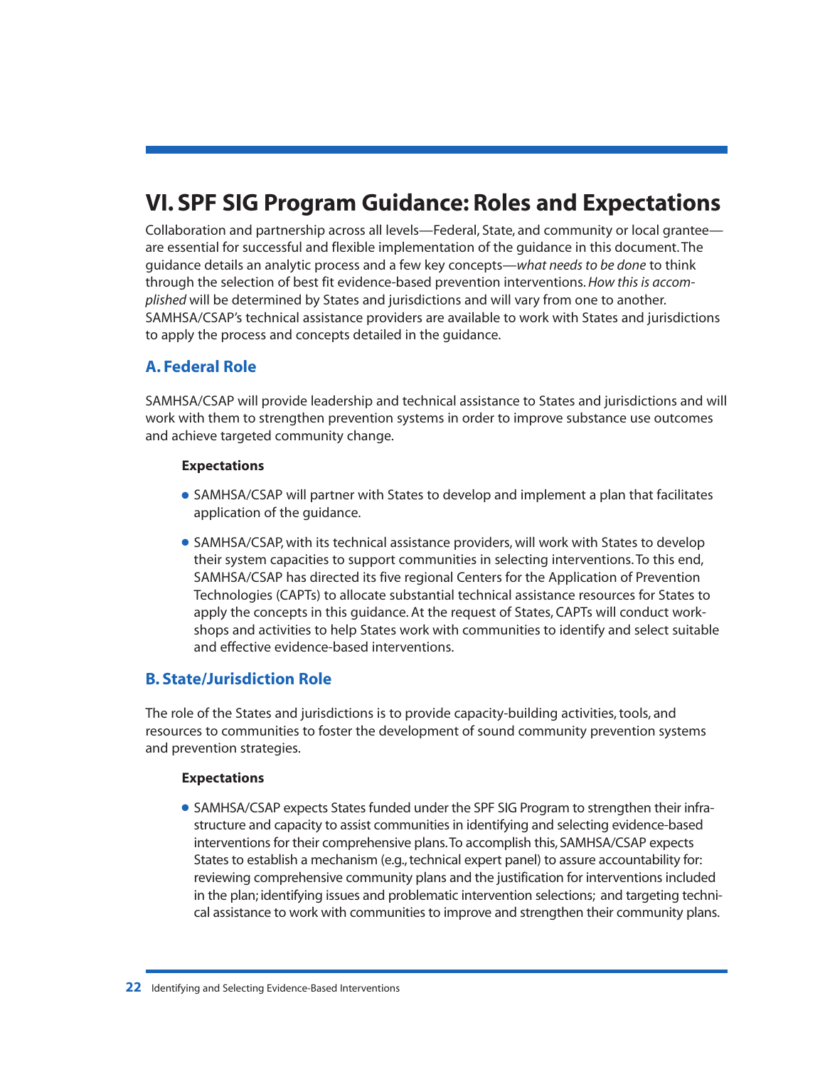# VI. SPF SIG Program Guidance: Roles and Expectations

Collaboration and partnership across all levels—Federal, State, and community or local grantee—are essential for successful and flexible implementation of the guidance in this document. The guidance details an analytic process and a few key concepts—*what needs to be done* to think through the selection of best fit evidence-based prevention interventions. *How this is accomplished* will be determined by States and jurisdictions and will vary from one to another. SAMHSA/CSAP's technical assistance providers are available to work with States and jurisdictions to apply the process and concepts detailed in the guidance.

## A. Federal Role

SAMHSA/CSAP will provide leadership and technical assistance to States and jurisdictions and will work with them to strengthen prevention systems in order to improve substance use outcomes and achieve targeted community change.

**Expectations**

- SAMHSA/CSAP will partner with States to develop and implement a plan that facilitates application of the guidance.
- SAMHSA/CSAP, with its technical assistance providers, will work with States to develop their system capacities to support communities in selecting interventions. To this end, SAMHSA/CSAP has directed its five regional Centers for the Application of Prevention Technologies (CAPTs) to allocate substantial technical assistance resources for States to apply the concepts in this guidance. At the request of States, CAPTs will conduct workshops and activities to help States work with communities to identify and select suitable and effective evidence-based interventions.

## B. State/Jurisdiction Role

The role of the States and jurisdictions is to provide capacity-building activities, tools, and resources to communities to foster the development of sound community prevention systems and prevention strategies.

**Expectations**

- SAMHSA/CSAP expects States funded under the SPF SIG Program to strengthen their infrastructure and capacity to assist communities in identifying and selecting evidence-based interventions for their comprehensive plans. To accomplish this, SAMHSA/CSAP expects States to establish a mechanism (e.g., technical expert panel) to assure accountability for: reviewing comprehensive community plans and the justification for interventions included in the plan; identifying issues and problematic intervention selections; and targeting technical assistance to work with communities to improve and strengthen their community plans.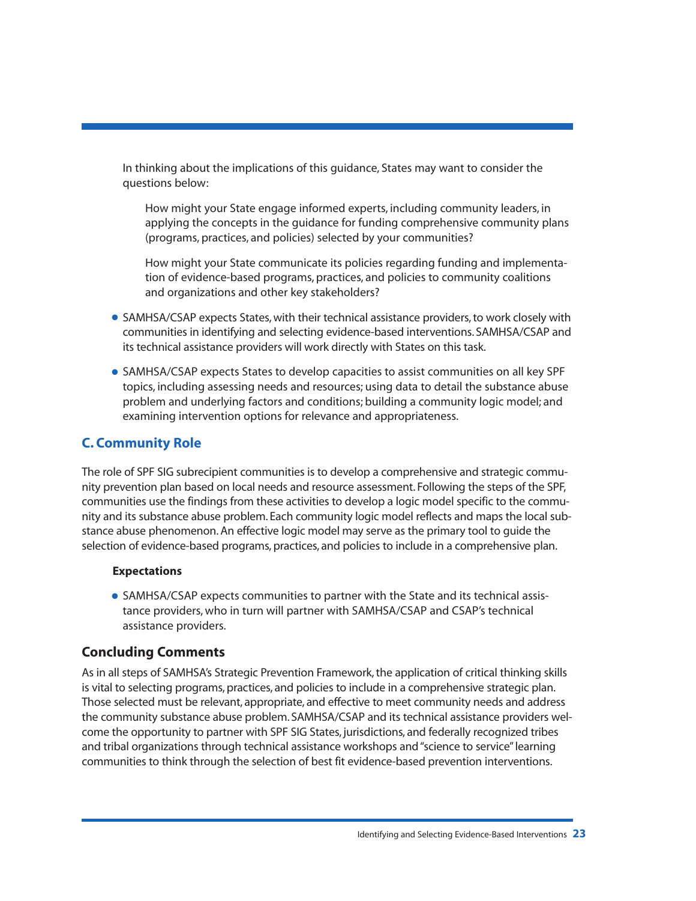In thinking about the implications of this guidance, States may want to consider the questions below:

How might your State engage informed experts, including community leaders, in applying the concepts in the guidance for funding comprehensive community plans (programs, practices, and policies) selected by your communities?

How might your State communicate its policies regarding funding and implementation of evidence-based programs, practices, and policies to community coalitions and organizations and other key stakeholders?

- SAMHSA/CSAP expects States, with their technical assistance providers, to work closely with communities in identifying and selecting evidence-based interventions. SAMHSA/CSAP and its technical assistance providers will work directly with States on this task.
- SAMHSA/CSAP expects States to develop capacities to assist communities on all key SPF topics, including assessing needs and resources; using data to detail the substance abuse problem and underlying factors and conditions; building a community logic model; and examining intervention options for relevance and appropriateness.

## C. Community Role

The role of SPF SIG subrecipient communities is to develop a comprehensive and strategic community prevention plan based on local needs and resource assessment. Following the steps of the SPF, communities use the findings from these activities to develop a logic model specific to the community and its substance abuse problem. Each community logic model reflects and maps the local substance abuse phenomenon. An effective logic model may serve as the primary tool to guide the selection of evidence-based programs, practices, and policies to include in a comprehensive plan.

**Expectations**

- SAMHSA/CSAP expects communities to partner with the State and its technical assistance providers, who in turn will partner with SAMHSA/CSAP and CSAP's technical assistance providers.

## Concluding Comments

As in all steps of SAMHSA's Strategic Prevention Framework, the application of critical thinking skills is vital to selecting programs, practices, and policies to include in a comprehensive strategic plan. Those selected must be relevant, appropriate, and effective to meet community needs and address the community substance abuse problem. SAMHSA/CSAP and its technical assistance providers welcome the opportunity to partner with SPF SIG States, jurisdictions, and federally recognized tribes and tribal organizations through technical assistance workshops and "science to service" learning communities to think through the selection of best fit evidence-based prevention interventions.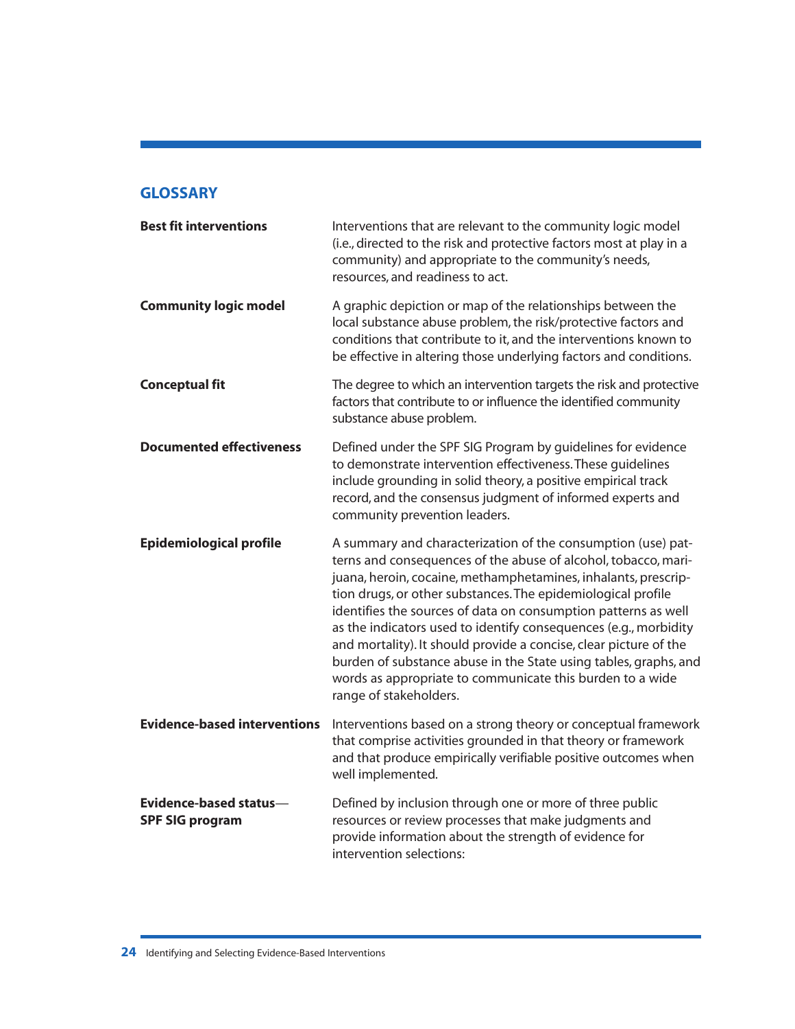## GLOSSARY

**Best fit interventions** — Interventions that are relevant to the community logic model (i.e., directed to the risk and protective factors most at play in a community) and appropriate to the community's needs, resources, and readiness to act.

**Community logic model** — A graphic depiction or map of the relationships between the local substance abuse problem, the risk/protective factors and conditions that contribute to it, and the interventions known to be effective in altering those underlying factors and conditions.

**Conceptual fit** — The degree to which an intervention targets the risk and protective factors that contribute to or influence the identified community substance abuse problem.

**Documented effectiveness** — Defined under the SPF SIG Program by guidelines for evidence to demonstrate intervention effectiveness. These guidelines include grounding in solid theory, a positive empirical track record, and the consensus judgment of informed experts and community prevention leaders.

**Epidemiological profile** — A summary and characterization of the consumption (use) patterns and consequences of the abuse of alcohol, tobacco, marijuana, heroin, cocaine, methamphetamines, inhalants, prescription drugs, or other substances. The epidemiological profile identifies the sources of data on consumption patterns as well as the indicators used to identify consequences (e.g., morbidity and mortality). It should provide a concise, clear picture of the burden of substance abuse in the State using tables, graphs, and words as appropriate to communicate this burden to a wide range of stakeholders.

**Evidence-based interventions** — Interventions based on a strong theory or conceptual framework that comprise activities grounded in that theory or framework and that produce empirically verifiable positive outcomes when well implemented.

**Evidence-based status—SPF SIG program** — Defined by inclusion through one or more of three public resources or review processes that make judgments and provide information about the strength of evidence for intervention selections: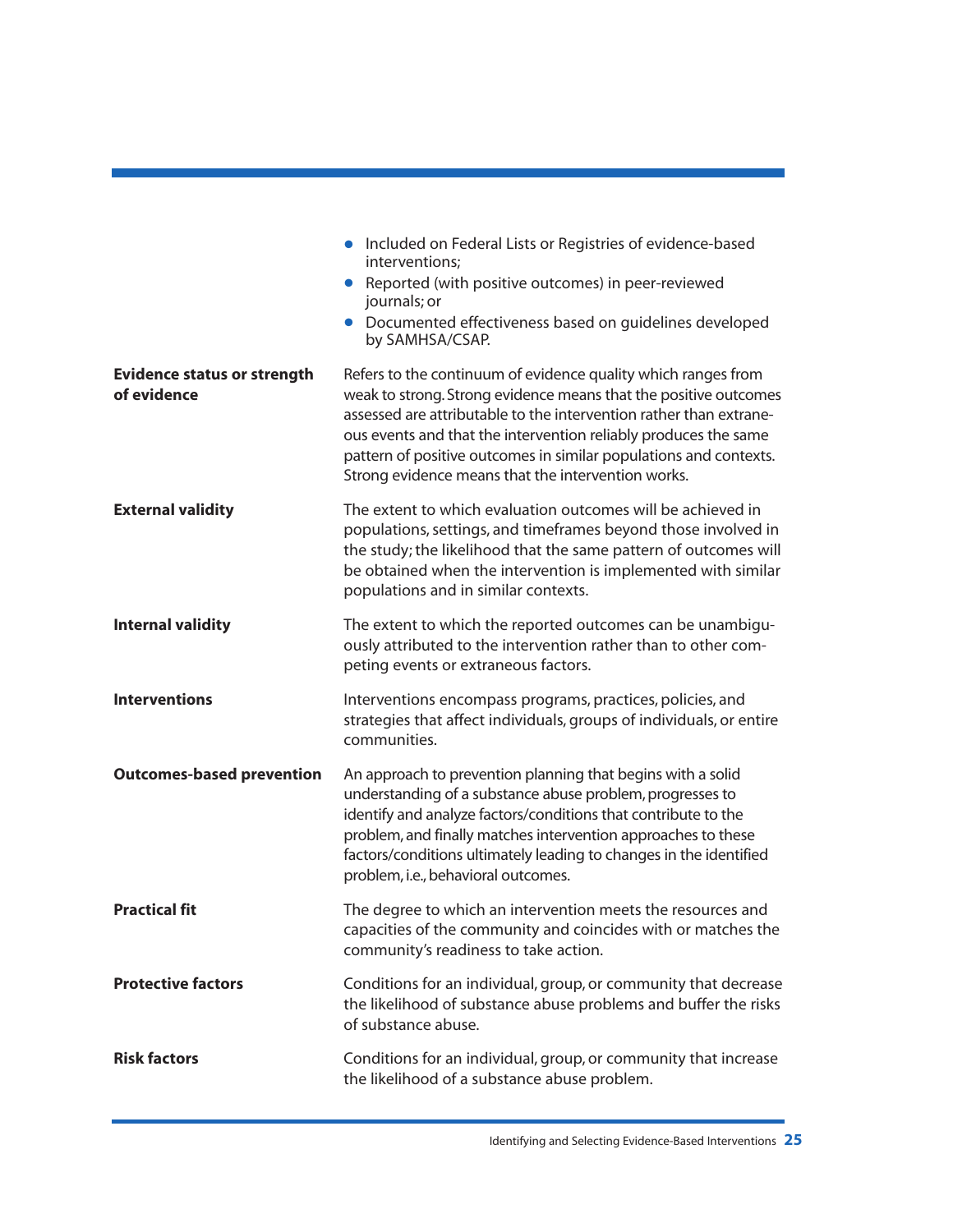| | |
|---|---|
| | - Included on Federal Lists or Registries of evidence-based interventions;<br>- Reported (with positive outcomes) in peer-reviewed journals; or<br>- Documented effectiveness based on guidelines developed by SAMHSA/CSAP. |
| **Evidence status or strength of evidence** | Refers to the continuum of evidence quality which ranges from weak to strong. Strong evidence means that the positive outcomes assessed are attributable to the intervention rather than extraneous events and that the intervention reliably produces the same pattern of positive outcomes in similar populations and contexts. Strong evidence means that the intervention works. |
| **External validity** | The extent to which evaluation outcomes will be achieved in populations, settings, and timeframes beyond those involved in the study; the likelihood that the same pattern of outcomes will be obtained when the intervention is implemented with similar populations and in similar contexts. |
| **Internal validity** | The extent to which the reported outcomes can be unambiguously attributed to the intervention rather than to other competing events or extraneous factors. |
| **Interventions** | Interventions encompass programs, practices, policies, and strategies that affect individuals, groups of individuals, or entire communities. |
| **Outcomes-based prevention** | An approach to prevention planning that begins with a solid understanding of a substance abuse problem, progresses to identify and analyze factors/conditions that contribute to the problem, and finally matches intervention approaches to these factors/conditions ultimately leading to changes in the identified problem, i.e., behavioral outcomes. |
| **Practical fit** | The degree to which an intervention meets the resources and capacities of the community and coincides with or matches the community's readiness to take action. |
| **Protective factors** | Conditions for an individual, group, or community that decrease the likelihood of substance abuse problems and buffer the risks of substance abuse. |
| **Risk factors** | Conditions for an individual, group, or community that increase the likelihood of a substance abuse problem. |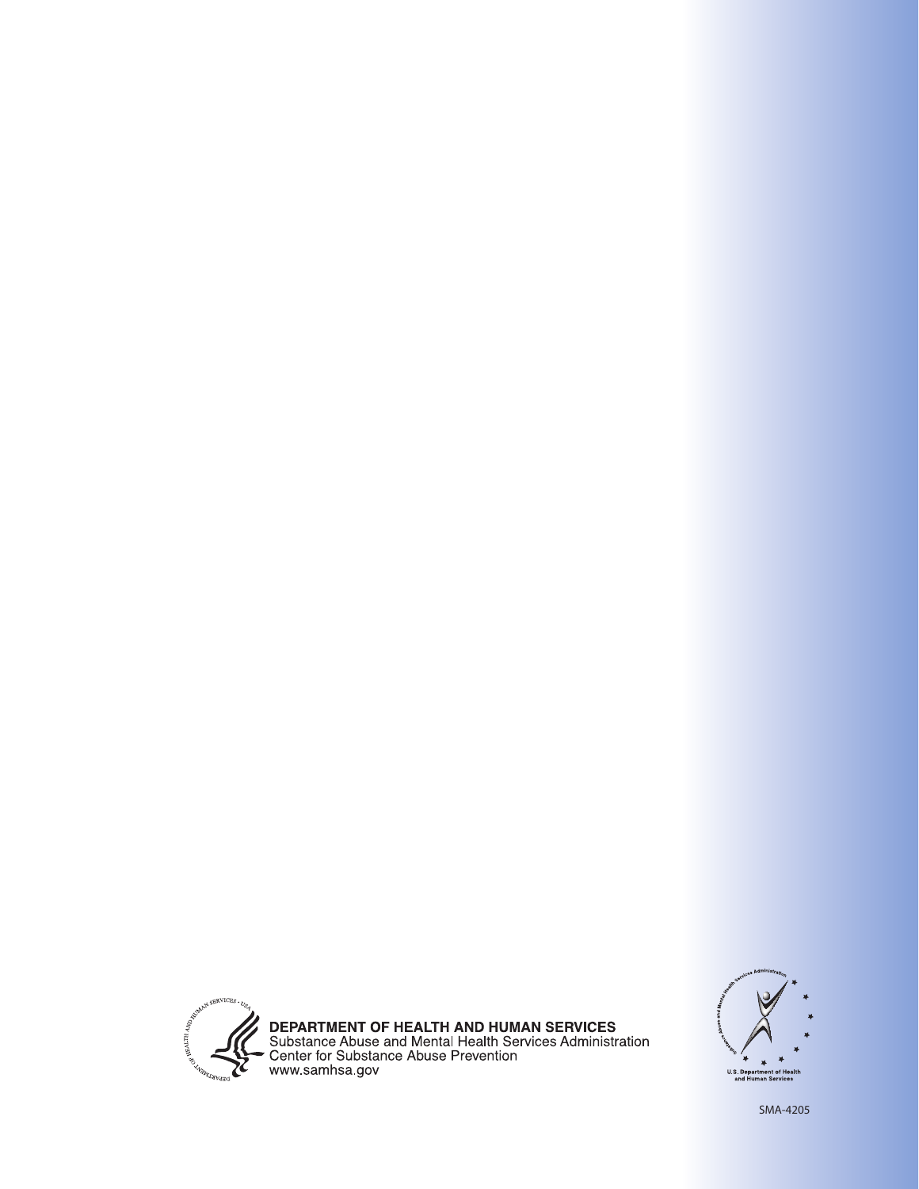**DEPARTMENT OF HEALTH AND HUMAN SERVICES**
Substance Abuse and Mental Health Services Administration
Center for Substance Abuse Prevention
www.samhsa.gov

SMA-4205